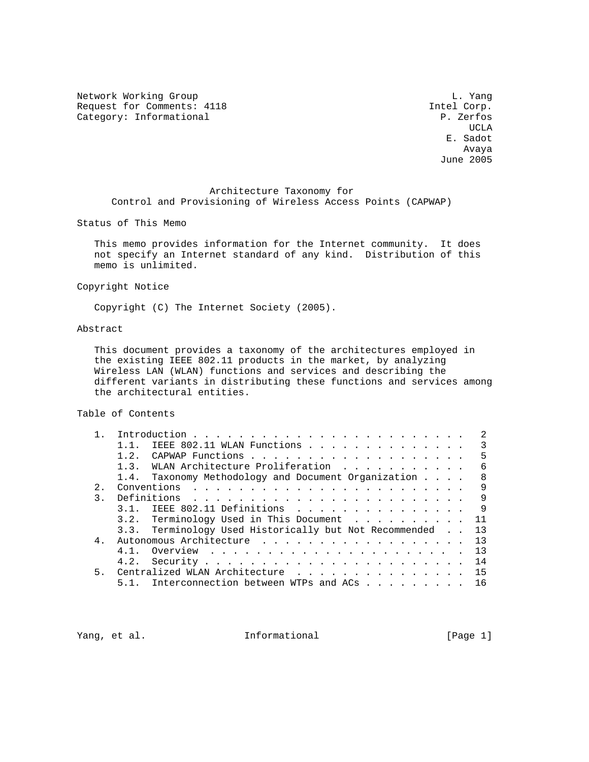Network Working Group                                            L. Yang
Request for Comments: 4118                                   Intel Corp.
Category: Informational                                        P. Zerfos
                                                                    UCLA
                                                                E. Sadot
                                                                   Avaya
                                                               June 2005

# Architecture Taxonomy for Control and Provisioning of Wireless Access Points (CAPWAP)

## Status of This Memo

This memo provides information for the Internet community. It does not specify an Internet standard of any kind. Distribution of this memo is unlimited.

## Copyright Notice

Copyright (C) The Internet Society (2005).

## Abstract

This document provides a taxonomy of the architectures employed in the existing IEEE 802.11 products in the market, by analyzing Wireless LAN (WLAN) functions and services and describing the different variants in distributing these functions and services among the architectural entities.

## Table of Contents

```
   1.  Introduction . . . . . . . . . . . . . . . . . . . . . . . .   2
       1.1.  IEEE 802.11 WLAN Functions . . . . . . . . . . . . . .   3
       1.2.  CAPWAP Functions . . . . . . . . . . . . . . . . . . .   5
       1.3.  WLAN Architecture Proliferation  . . . . . . . . . . .   6
       1.4.  Taxonomy Methodology and Document Organization . . . .   8
   2.  Conventions  . . . . . . . . . . . . . . . . . . . . . . . .   9
   3.  Definitions  . . . . . . . . . . . . . . . . . . . . . . . .   9
       3.1.  IEEE 802.11 Definitions  . . . . . . . . . . . . . . .   9
       3.2.  Terminology Used in This Document  . . . . . . . . . .  11
       3.3.  Terminology Used Historically but Not Recommended  . .  13
   4.  Autonomous Architecture  . . . . . . . . . . . . . . . . . .  13
       4.1.  Overview . . . . . . . . . . . . . . . . . . . . . . .  13
       4.2.  Security . . . . . . . . . . . . . . . . . . . . . . .  14
   5.  Centralized WLAN Architecture  . . . . . . . . . . . . . . .  15
       5.1.  Interconnection between WTPs and ACs . . . . . . . . .  16
```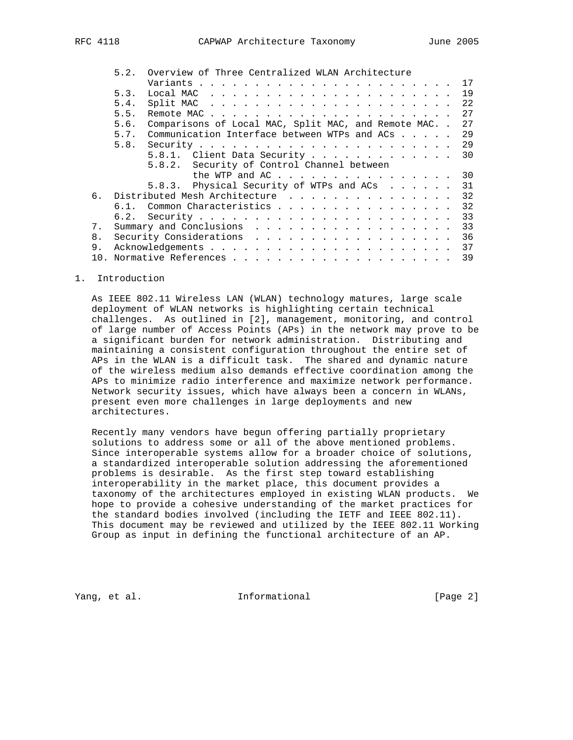5.2. Overview of Three Centralized WLAN Architecture Variants . . . . . . . . . . . . . . . . . . . . . . 17
5.3. Local MAC . . . . . . . . . . . . . . . . . . . . . . 19
5.4. Split MAC . . . . . . . . . . . . . . . . . . . . . . 22
5.5. Remote MAC . . . . . . . . . . . . . . . . . . . . . . 27
5.6. Comparisons of Local MAC, Split MAC, and Remote MAC. . 27
5.7. Communication Interface between WTPs and ACs . . . . . 29
5.8. Security . . . . . . . . . . . . . . . . . . . . . . . 29
5.8.1. Client Data Security . . . . . . . . . . . . . 30
5.8.2. Security of Control Channel between the WTP and AC . . . . . . . . . . . . . . . . 30
5.8.3. Physical Security of WTPs and ACs . . . . . . 31
6. Distributed Mesh Architecture . . . . . . . . . . . . . . . 32
6.1. Common Characteristics . . . . . . . . . . . . . . . . 32
6.2. Security . . . . . . . . . . . . . . . . . . . . . . . 33
7. Summary and Conclusions . . . . . . . . . . . . . . . . . . 33
8. Security Considerations . . . . . . . . . . . . . . . . . . 36
9. Acknowledgements . . . . . . . . . . . . . . . . . . . . . . 37
10. Normative References . . . . . . . . . . . . . . . . . . . 39

## 1. Introduction

As IEEE 802.11 Wireless LAN (WLAN) technology matures, large scale deployment of WLAN networks is highlighting certain technical challenges. As outlined in [2], management, monitoring, and control of large number of Access Points (APs) in the network may prove to be a significant burden for network administration. Distributing and maintaining a consistent configuration throughout the entire set of APs in the WLAN is a difficult task. The shared and dynamic nature of the wireless medium also demands effective coordination among the APs to minimize radio interference and maximize network performance. Network security issues, which have always been a concern in WLANs, present even more challenges in large deployments and new architectures.

Recently many vendors have begun offering partially proprietary solutions to address some or all of the above mentioned problems. Since interoperable systems allow for a broader choice of solutions, a standardized interoperable solution addressing the aforementioned problems is desirable. As the first step toward establishing interoperability in the market place, this document provides a taxonomy of the architectures employed in existing WLAN products. We hope to provide a cohesive understanding of the market practices for the standard bodies involved (including the IETF and IEEE 802.11). This document may be reviewed and utilized by the IEEE 802.11 Working Group as input in defining the functional architecture of an AP.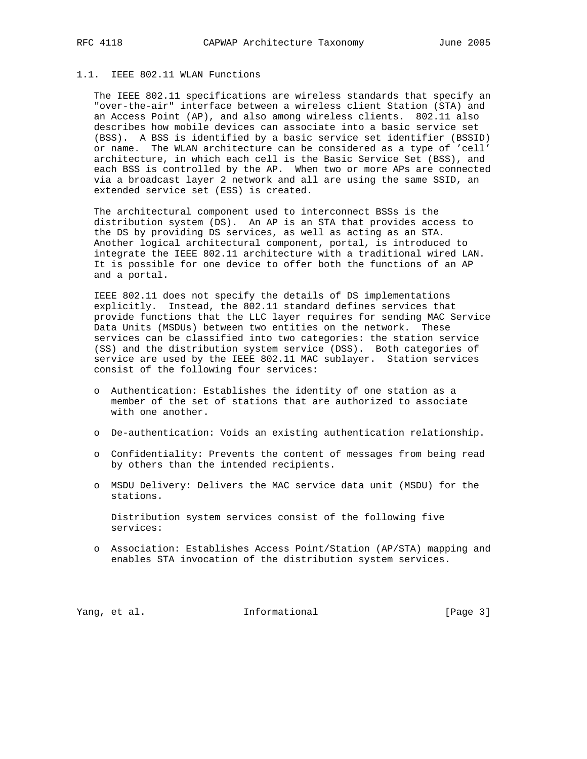## 1.1. IEEE 802.11 WLAN Functions

The IEEE 802.11 specifications are wireless standards that specify an "over-the-air" interface between a wireless client Station (STA) and an Access Point (AP), and also among wireless clients. 802.11 also describes how mobile devices can associate into a basic service set (BSS). A BSS is identified by a basic service set identifier (BSSID) or name. The WLAN architecture can be considered as a type of 'cell' architecture, in which each cell is the Basic Service Set (BSS), and each BSS is controlled by the AP. When two or more APs are connected via a broadcast layer 2 network and all are using the same SSID, an extended service set (ESS) is created.

The architectural component used to interconnect BSSs is the distribution system (DS). An AP is an STA that provides access to the DS by providing DS services, as well as acting as an STA. Another logical architectural component, portal, is introduced to integrate the IEEE 802.11 architecture with a traditional wired LAN. It is possible for one device to offer both the functions of an AP and a portal.

IEEE 802.11 does not specify the details of DS implementations explicitly. Instead, the 802.11 standard defines services that provide functions that the LLC layer requires for sending MAC Service Data Units (MSDUs) between two entities on the network. These services can be classified into two categories: the station service (SS) and the distribution system service (DSS). Both categories of service are used by the IEEE 802.11 MAC sublayer. Station services consist of the following four services:

- Authentication: Establishes the identity of one station as a member of the set of stations that are authorized to associate with one another.
- De-authentication: Voids an existing authentication relationship.
- Confidentiality: Prevents the content of messages from being read by others than the intended recipients.
- MSDU Delivery: Delivers the MAC service data unit (MSDU) for the stations.

  Distribution system services consist of the following five services:

- Association: Establishes Access Point/Station (AP/STA) mapping and enables STA invocation of the distribution system services.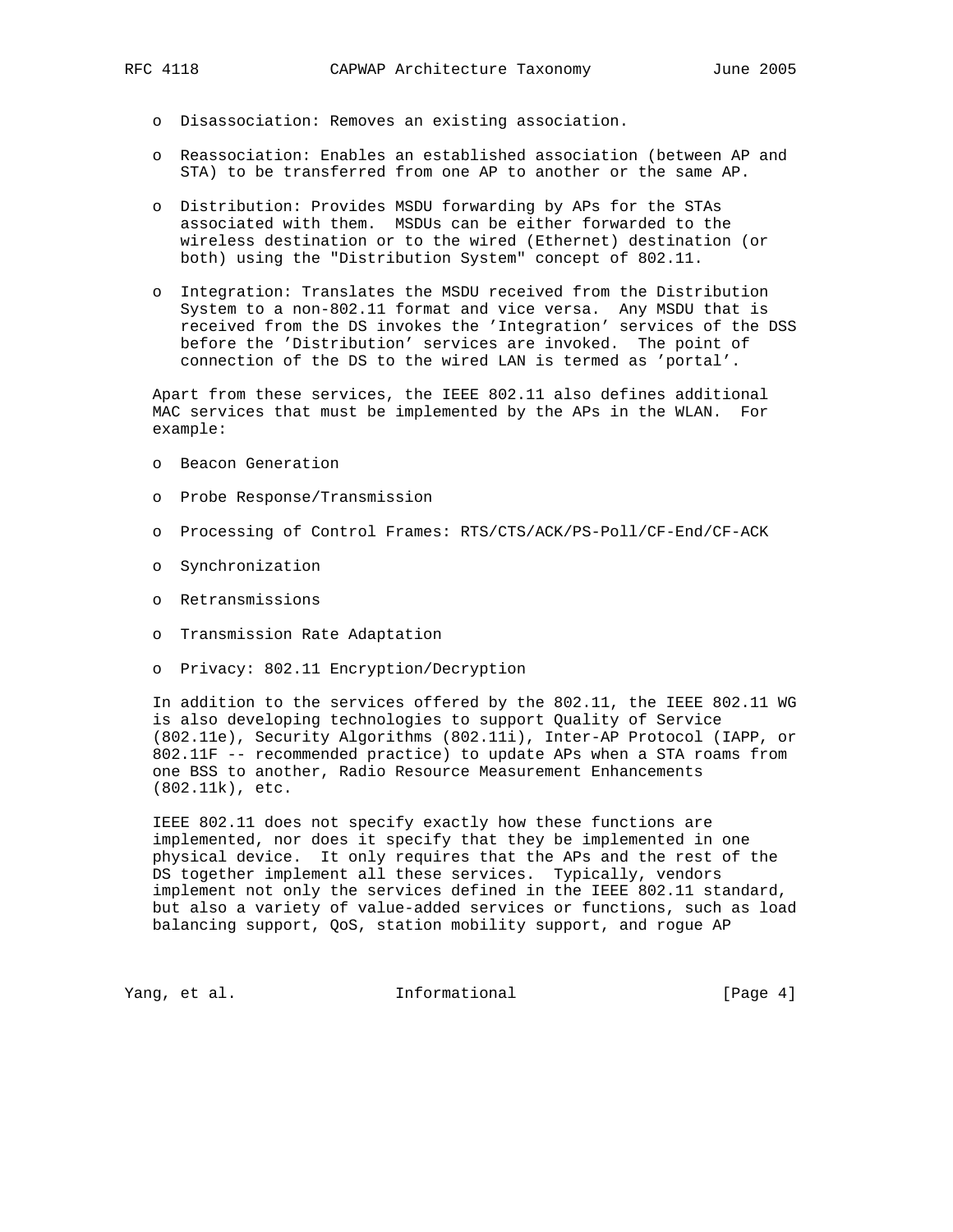- Disassociation: Removes an existing association.

- Reassociation: Enables an established association (between AP and STA) to be transferred from one AP to another or the same AP.

- Distribution: Provides MSDU forwarding by APs for the STAs associated with them. MSDUs can be either forwarded to the wireless destination or to the wired (Ethernet) destination (or both) using the "Distribution System" concept of 802.11.

- Integration: Translates the MSDU received from the Distribution System to a non-802.11 format and vice versa. Any MSDU that is received from the DS invokes the 'Integration' services of the DSS before the 'Distribution' services are invoked. The point of connection of the DS to the wired LAN is termed as 'portal'.

Apart from these services, the IEEE 802.11 also defines additional MAC services that must be implemented by the APs in the WLAN. For example:

- Beacon Generation

- Probe Response/Transmission

- Processing of Control Frames: RTS/CTS/ACK/PS-Poll/CF-End/CF-ACK

- Synchronization

- Retransmissions

- Transmission Rate Adaptation

- Privacy: 802.11 Encryption/Decryption

In addition to the services offered by the 802.11, the IEEE 802.11 WG is also developing technologies to support Quality of Service (802.11e), Security Algorithms (802.11i), Inter-AP Protocol (IAPP, or 802.11F -- recommended practice) to update APs when a STA roams from one BSS to another, Radio Resource Measurement Enhancements (802.11k), etc.

IEEE 802.11 does not specify exactly how these functions are implemented, nor does it specify that they be implemented in one physical device. It only requires that the APs and the rest of the DS together implement all these services. Typically, vendors implement not only the services defined in the IEEE 802.11 standard, but also a variety of value-added services or functions, such as load balancing support, QoS, station mobility support, and rogue AP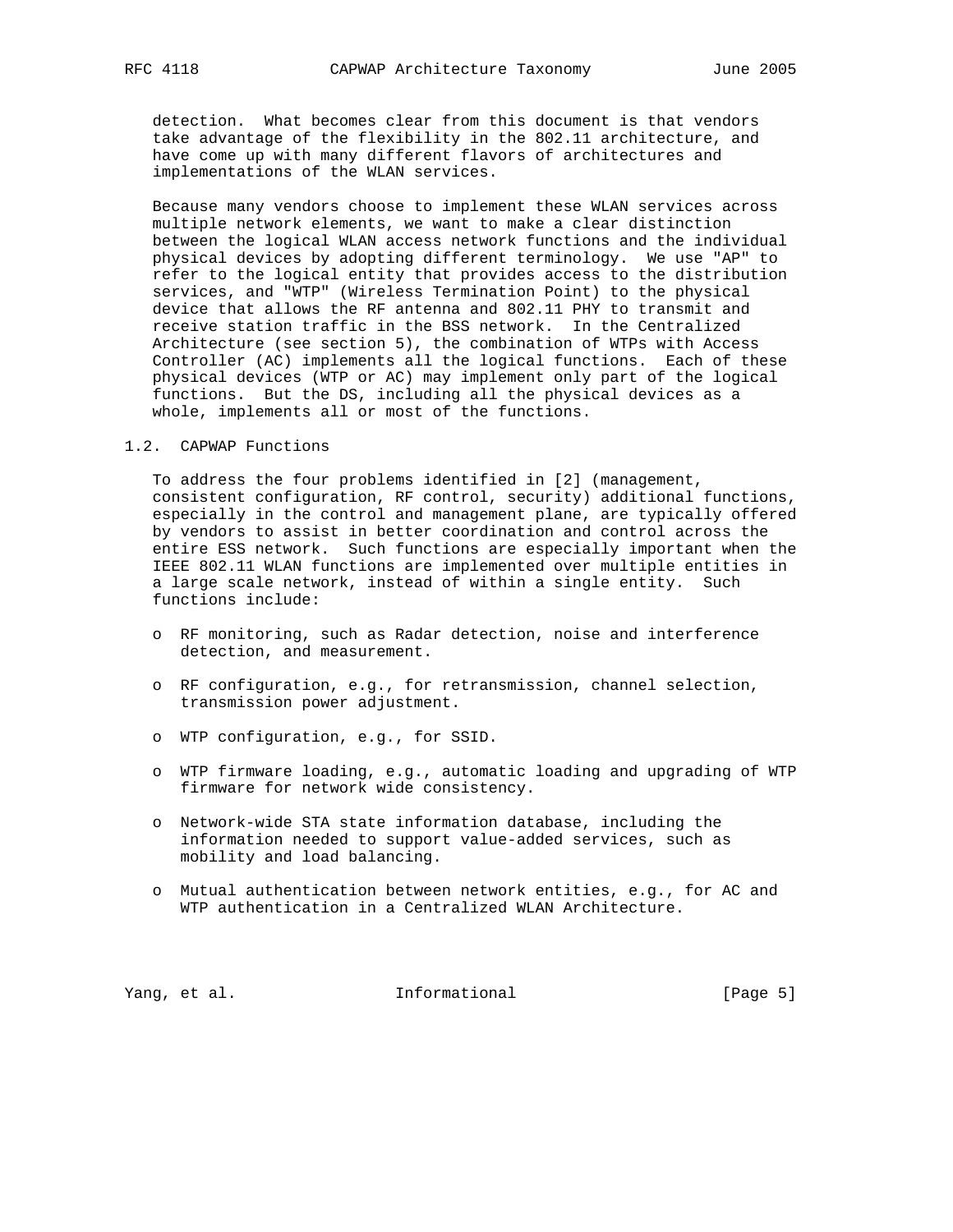detection. What becomes clear from this document is that vendors take advantage of the flexibility in the 802.11 architecture, and have come up with many different flavors of architectures and implementations of the WLAN services.

Because many vendors choose to implement these WLAN services across multiple network elements, we want to make a clear distinction between the logical WLAN access network functions and the individual physical devices by adopting different terminology. We use "AP" to refer to the logical entity that provides access to the distribution services, and "WTP" (Wireless Termination Point) to the physical device that allows the RF antenna and 802.11 PHY to transmit and receive station traffic in the BSS network. In the Centralized Architecture (see section 5), the combination of WTPs with Access Controller (AC) implements all the logical functions. Each of these physical devices (WTP or AC) may implement only part of the logical functions. But the DS, including all the physical devices as a whole, implements all or most of the functions.

## 1.2. CAPWAP Functions

To address the four problems identified in [2] (management, consistent configuration, RF control, security) additional functions, especially in the control and management plane, are typically offered by vendors to assist in better coordination and control across the entire ESS network. Such functions are especially important when the IEEE 802.11 WLAN functions are implemented over multiple entities in a large scale network, instead of within a single entity. Such functions include:

- RF monitoring, such as Radar detection, noise and interference detection, and measurement.
- RF configuration, e.g., for retransmission, channel selection, transmission power adjustment.
- WTP configuration, e.g., for SSID.
- WTP firmware loading, e.g., automatic loading and upgrading of WTP firmware for network wide consistency.
- Network-wide STA state information database, including the information needed to support value-added services, such as mobility and load balancing.
- Mutual authentication between network entities, e.g., for AC and WTP authentication in a Centralized WLAN Architecture.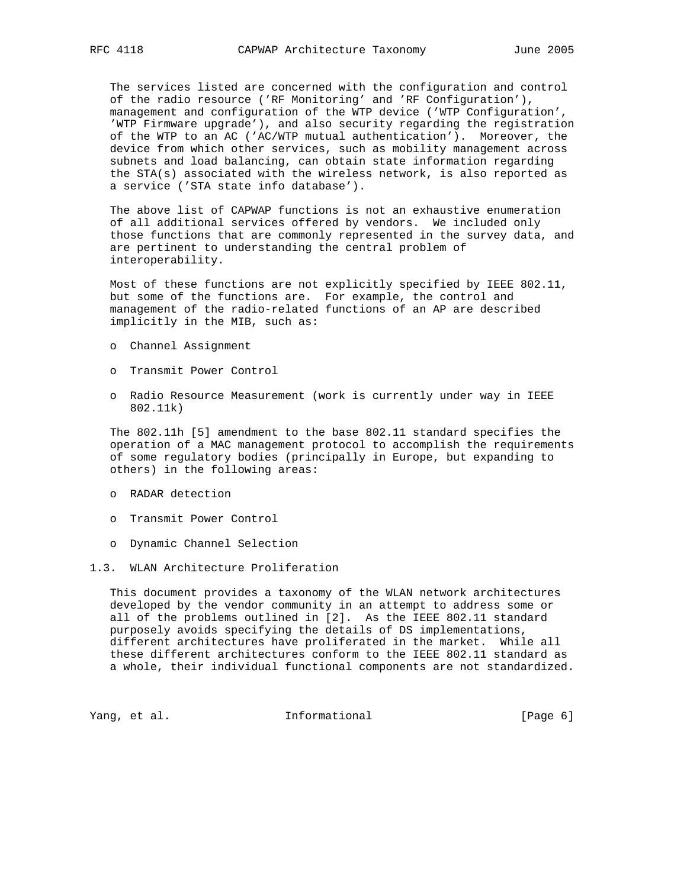The services listed are concerned with the configuration and control of the radio resource ('RF Monitoring' and 'RF Configuration'), management and configuration of the WTP device ('WTP Configuration', 'WTP Firmware upgrade'), and also security regarding the registration of the WTP to an AC ('AC/WTP mutual authentication'). Moreover, the device from which other services, such as mobility management across subnets and load balancing, can obtain state information regarding the STA(s) associated with the wireless network, is also reported as a service ('STA state info database').

The above list of CAPWAP functions is not an exhaustive enumeration of all additional services offered by vendors. We included only those functions that are commonly represented in the survey data, and are pertinent to understanding the central problem of interoperability.

Most of these functions are not explicitly specified by IEEE 802.11, but some of the functions are. For example, the control and management of the radio-related functions of an AP are described implicitly in the MIB, such as:

- Channel Assignment
- Transmit Power Control
- Radio Resource Measurement (work is currently under way in IEEE 802.11k)

The 802.11h [5] amendment to the base 802.11 standard specifies the operation of a MAC management protocol to accomplish the requirements of some regulatory bodies (principally in Europe, but expanding to others) in the following areas:

- RADAR detection
- Transmit Power Control
- Dynamic Channel Selection

## 1.3. WLAN Architecture Proliferation

This document provides a taxonomy of the WLAN network architectures developed by the vendor community in an attempt to address some or all of the problems outlined in [2]. As the IEEE 802.11 standard purposely avoids specifying the details of DS implementations, different architectures have proliferated in the market. While all these different architectures conform to the IEEE 802.11 standard as a whole, their individual functional components are not standardized.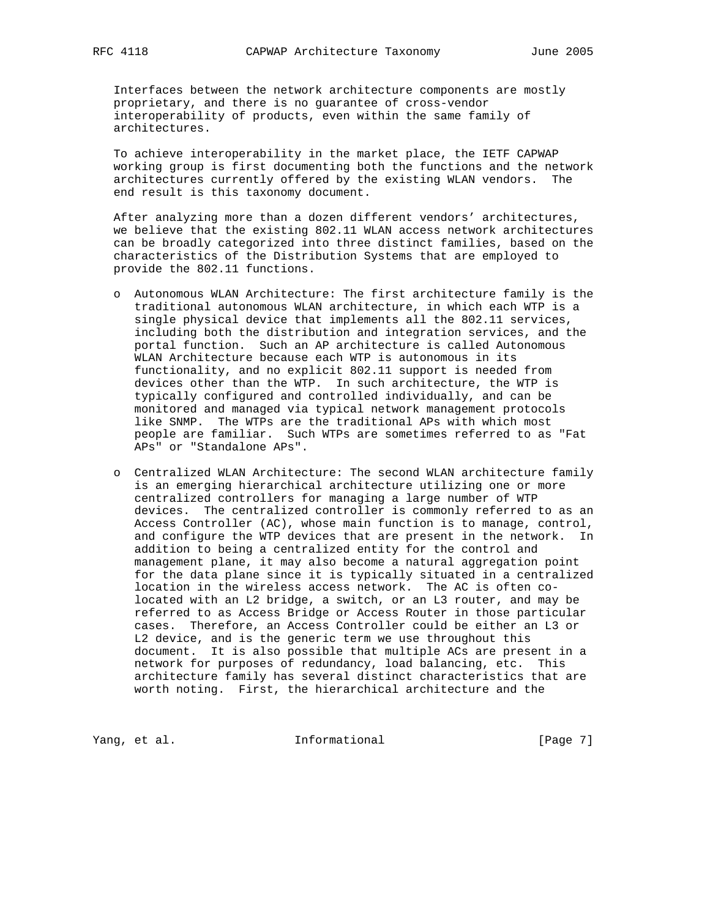Interfaces between the network architecture components are mostly proprietary, and there is no guarantee of cross-vendor interoperability of products, even within the same family of architectures.

To achieve interoperability in the market place, the IETF CAPWAP working group is first documenting both the functions and the network architectures currently offered by the existing WLAN vendors. The end result is this taxonomy document.

After analyzing more than a dozen different vendors' architectures, we believe that the existing 802.11 WLAN access network architectures can be broadly categorized into three distinct families, based on the characteristics of the Distribution Systems that are employed to provide the 802.11 functions.

- Autonomous WLAN Architecture: The first architecture family is the traditional autonomous WLAN architecture, in which each WTP is a single physical device that implements all the 802.11 services, including both the distribution and integration services, and the portal function. Such an AP architecture is called Autonomous WLAN Architecture because each WTP is autonomous in its functionality, and no explicit 802.11 support is needed from devices other than the WTP. In such architecture, the WTP is typically configured and controlled individually, and can be monitored and managed via typical network management protocols like SNMP. The WTPs are the traditional APs with which most people are familiar. Such WTPs are sometimes referred to as "Fat APs" or "Standalone APs".

- Centralized WLAN Architecture: The second WLAN architecture family is an emerging hierarchical architecture utilizing one or more centralized controllers for managing a large number of WTP devices. The centralized controller is commonly referred to as an Access Controller (AC), whose main function is to manage, control, and configure the WTP devices that are present in the network. In addition to being a centralized entity for the control and management plane, it may also become a natural aggregation point for the data plane since it is typically situated in a centralized location in the wireless access network. The AC is often co-located with an L2 bridge, a switch, or an L3 router, and may be referred to as Access Bridge or Access Router in those particular cases. Therefore, an Access Controller could be either an L3 or L2 device, and is the generic term we use throughout this document. It is also possible that multiple ACs are present in a network for purposes of redundancy, load balancing, etc. This architecture family has several distinct characteristics that are worth noting. First, the hierarchical architecture and the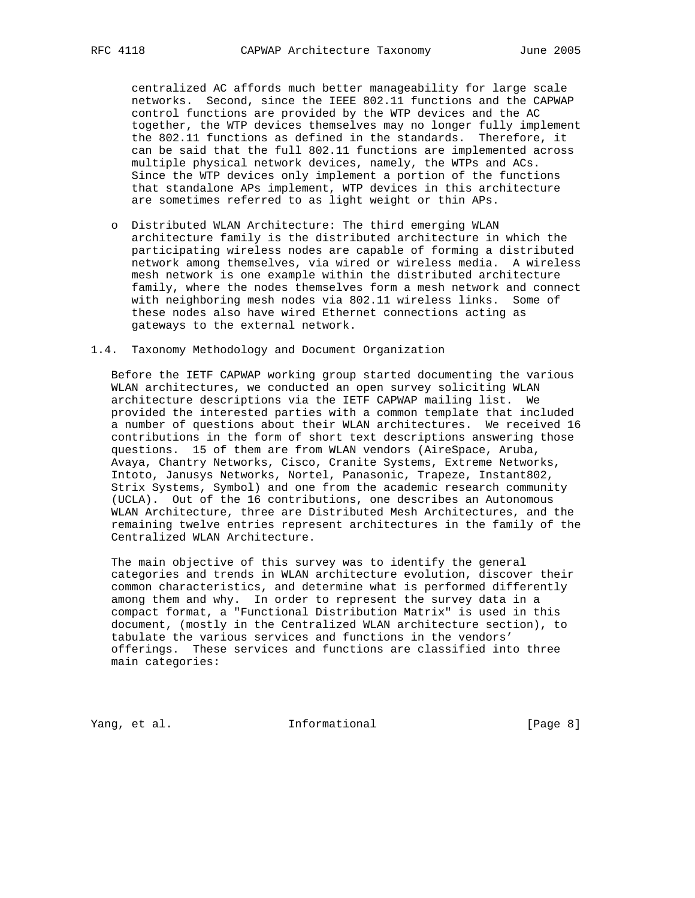centralized AC affords much better manageability for large scale networks. Second, since the IEEE 802.11 functions and the CAPWAP control functions are provided by the WTP devices and the AC together, the WTP devices themselves may no longer fully implement the 802.11 functions as defined in the standards. Therefore, it can be said that the full 802.11 functions are implemented across multiple physical network devices, namely, the WTPs and ACs. Since the WTP devices only implement a portion of the functions that standalone APs implement, WTP devices in this architecture are sometimes referred to as light weight or thin APs.

- Distributed WLAN Architecture: The third emerging WLAN architecture family is the distributed architecture in which the participating wireless nodes are capable of forming a distributed network among themselves, via wired or wireless media. A wireless mesh network is one example within the distributed architecture family, where the nodes themselves form a mesh network and connect with neighboring mesh nodes via 802.11 wireless links. Some of these nodes also have wired Ethernet connections acting as gateways to the external network.

## 1.4. Taxonomy Methodology and Document Organization

Before the IETF CAPWAP working group started documenting the various WLAN architectures, we conducted an open survey soliciting WLAN architecture descriptions via the IETF CAPWAP mailing list. We provided the interested parties with a common template that included a number of questions about their WLAN architectures. We received 16 contributions in the form of short text descriptions answering those questions. 15 of them are from WLAN vendors (AireSpace, Aruba, Avaya, Chantry Networks, Cisco, Cranite Systems, Extreme Networks, Intoto, Janusys Networks, Nortel, Panasonic, Trapeze, Instant802, Strix Systems, Symbol) and one from the academic research community (UCLA). Out of the 16 contributions, one describes an Autonomous WLAN Architecture, three are Distributed Mesh Architectures, and the remaining twelve entries represent architectures in the family of the Centralized WLAN Architecture.

The main objective of this survey was to identify the general categories and trends in WLAN architecture evolution, discover their common characteristics, and determine what is performed differently among them and why. In order to represent the survey data in a compact format, a "Functional Distribution Matrix" is used in this document, (mostly in the Centralized WLAN architecture section), to tabulate the various services and functions in the vendors' offerings. These services and functions are classified into three main categories: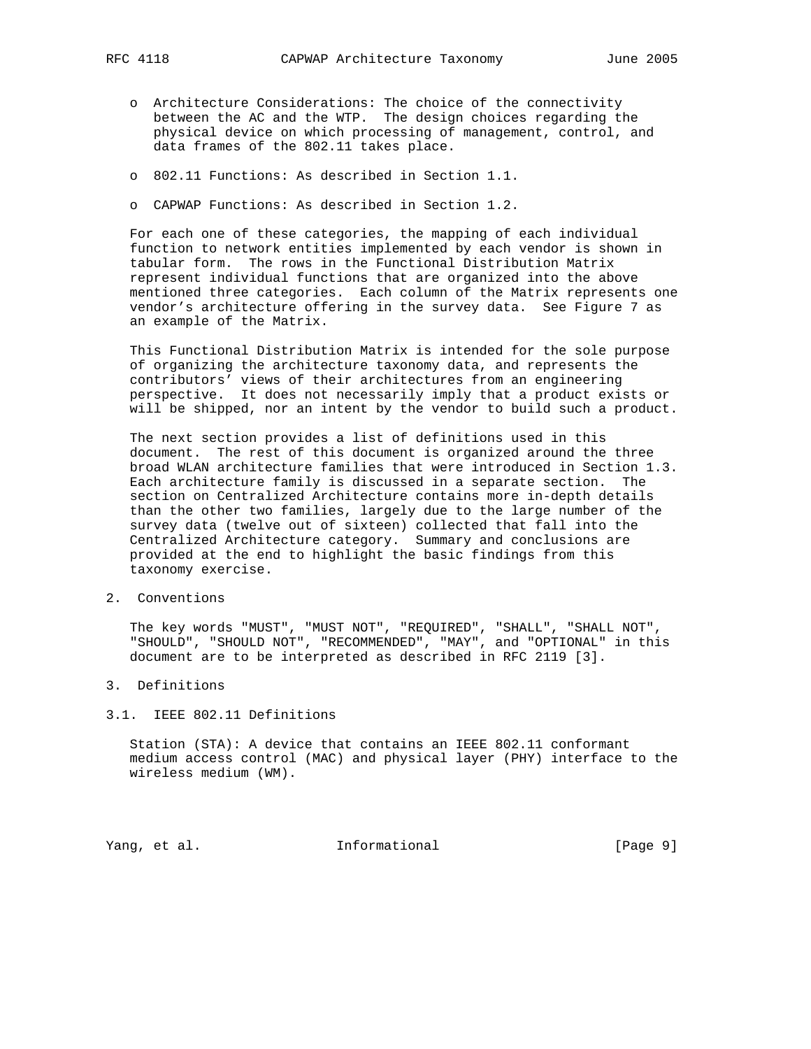- Architecture Considerations: The choice of the connectivity between the AC and the WTP. The design choices regarding the physical device on which processing of management, control, and data frames of the 802.11 takes place.

- 802.11 Functions: As described in Section 1.1.

- CAPWAP Functions: As described in Section 1.2.

For each one of these categories, the mapping of each individual function to network entities implemented by each vendor is shown in tabular form. The rows in the Functional Distribution Matrix represent individual functions that are organized into the above mentioned three categories. Each column of the Matrix represents one vendor's architecture offering in the survey data. See Figure 7 as an example of the Matrix.

This Functional Distribution Matrix is intended for the sole purpose of organizing the architecture taxonomy data, and represents the contributors' views of their architectures from an engineering perspective. It does not necessarily imply that a product exists or will be shipped, nor an intent by the vendor to build such a product.

The next section provides a list of definitions used in this document. The rest of this document is organized around the three broad WLAN architecture families that were introduced in Section 1.3. Each architecture family is discussed in a separate section. The section on Centralized Architecture contains more in-depth details than the other two families, largely due to the large number of the survey data (twelve out of sixteen) collected that fall into the Centralized Architecture category. Summary and conclusions are provided at the end to highlight the basic findings from this taxonomy exercise.

## 2. Conventions

The key words "MUST", "MUST NOT", "REQUIRED", "SHALL", "SHALL NOT", "SHOULD", "SHOULD NOT", "RECOMMENDED", "MAY", and "OPTIONAL" in this document are to be interpreted as described in RFC 2119 [3].

## 3. Definitions

### 3.1. IEEE 802.11 Definitions

Station (STA): A device that contains an IEEE 802.11 conformant medium access control (MAC) and physical layer (PHY) interface to the wireless medium (WM).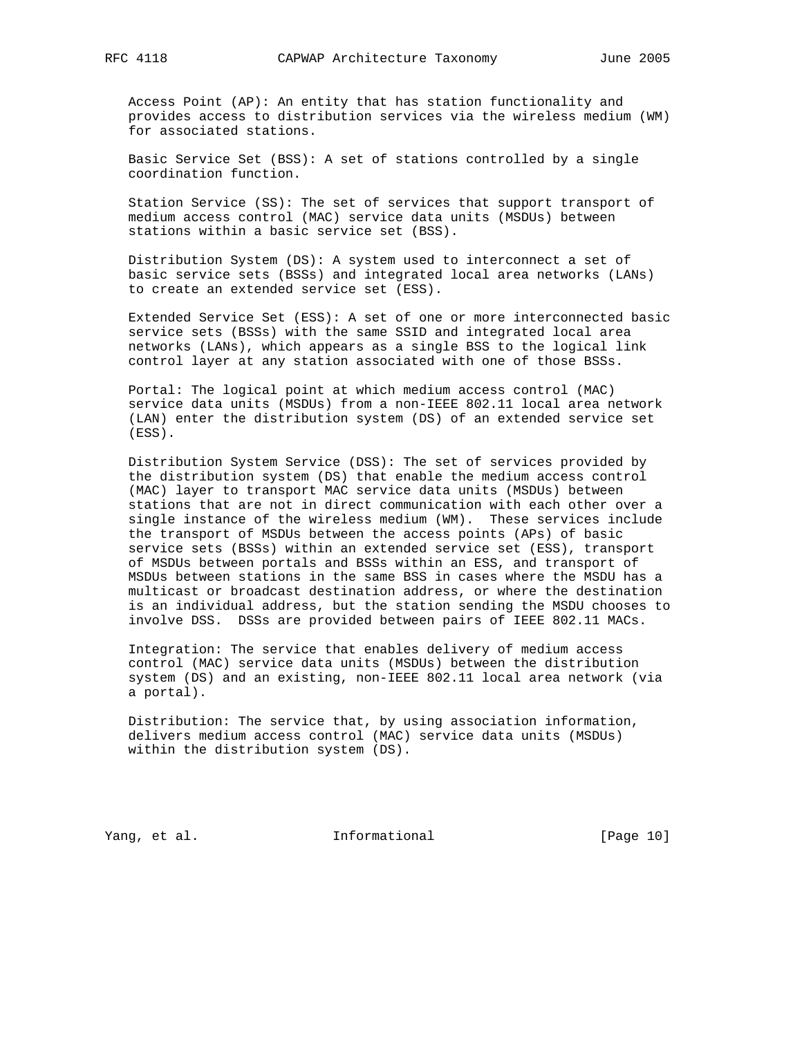Access Point (AP): An entity that has station functionality and provides access to distribution services via the wireless medium (WM) for associated stations.

Basic Service Set (BSS): A set of stations controlled by a single coordination function.

Station Service (SS): The set of services that support transport of medium access control (MAC) service data units (MSDUs) between stations within a basic service set (BSS).

Distribution System (DS): A system used to interconnect a set of basic service sets (BSSs) and integrated local area networks (LANs) to create an extended service set (ESS).

Extended Service Set (ESS): A set of one or more interconnected basic service sets (BSSs) with the same SSID and integrated local area networks (LANs), which appears as a single BSS to the logical link control layer at any station associated with one of those BSSs.

Portal: The logical point at which medium access control (MAC) service data units (MSDUs) from a non-IEEE 802.11 local area network (LAN) enter the distribution system (DS) of an extended service set (ESS).

Distribution System Service (DSS): The set of services provided by the distribution system (DS) that enable the medium access control (MAC) layer to transport MAC service data units (MSDUs) between stations that are not in direct communication with each other over a single instance of the wireless medium (WM). These services include the transport of MSDUs between the access points (APs) of basic service sets (BSSs) within an extended service set (ESS), transport of MSDUs between portals and BSSs within an ESS, and transport of MSDUs between stations in the same BSS in cases where the MSDU has a multicast or broadcast destination address, or where the destination is an individual address, but the station sending the MSDU chooses to involve DSS. DSSs are provided between pairs of IEEE 802.11 MACs.

Integration: The service that enables delivery of medium access control (MAC) service data units (MSDUs) between the distribution system (DS) and an existing, non-IEEE 802.11 local area network (via a portal).

Distribution: The service that, by using association information, delivers medium access control (MAC) service data units (MSDUs) within the distribution system (DS).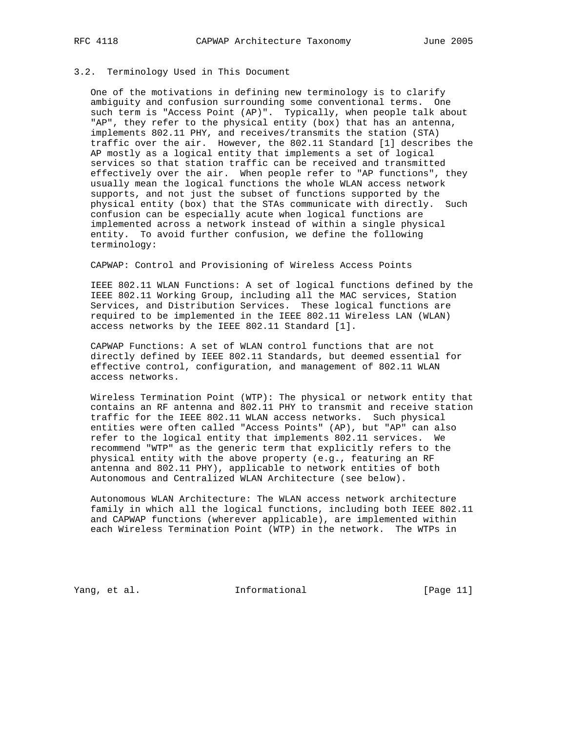### 3.2. Terminology Used in This Document

One of the motivations in defining new terminology is to clarify ambiguity and confusion surrounding some conventional terms. One such term is "Access Point (AP)". Typically, when people talk about "AP", they refer to the physical entity (box) that has an antenna, implements 802.11 PHY, and receives/transmits the station (STA) traffic over the air. However, the 802.11 Standard [1] describes the AP mostly as a logical entity that implements a set of logical services so that station traffic can be received and transmitted effectively over the air. When people refer to "AP functions", they usually mean the logical functions the whole WLAN access network supports, and not just the subset of functions supported by the physical entity (box) that the STAs communicate with directly. Such confusion can be especially acute when logical functions are implemented across a network instead of within a single physical entity. To avoid further confusion, we define the following terminology:

CAPWAP: Control and Provisioning of Wireless Access Points

IEEE 802.11 WLAN Functions: A set of logical functions defined by the IEEE 802.11 Working Group, including all the MAC services, Station Services, and Distribution Services. These logical functions are required to be implemented in the IEEE 802.11 Wireless LAN (WLAN) access networks by the IEEE 802.11 Standard [1].

CAPWAP Functions: A set of WLAN control functions that are not directly defined by IEEE 802.11 Standards, but deemed essential for effective control, configuration, and management of 802.11 WLAN access networks.

Wireless Termination Point (WTP): The physical or network entity that contains an RF antenna and 802.11 PHY to transmit and receive station traffic for the IEEE 802.11 WLAN access networks. Such physical entities were often called "Access Points" (AP), but "AP" can also refer to the logical entity that implements 802.11 services. We recommend "WTP" as the generic term that explicitly refers to the physical entity with the above property (e.g., featuring an RF antenna and 802.11 PHY), applicable to network entities of both Autonomous and Centralized WLAN Architecture (see below).

Autonomous WLAN Architecture: The WLAN access network architecture family in which all the logical functions, including both IEEE 802.11 and CAPWAP functions (wherever applicable), are implemented within each Wireless Termination Point (WTP) in the network. The WTPs in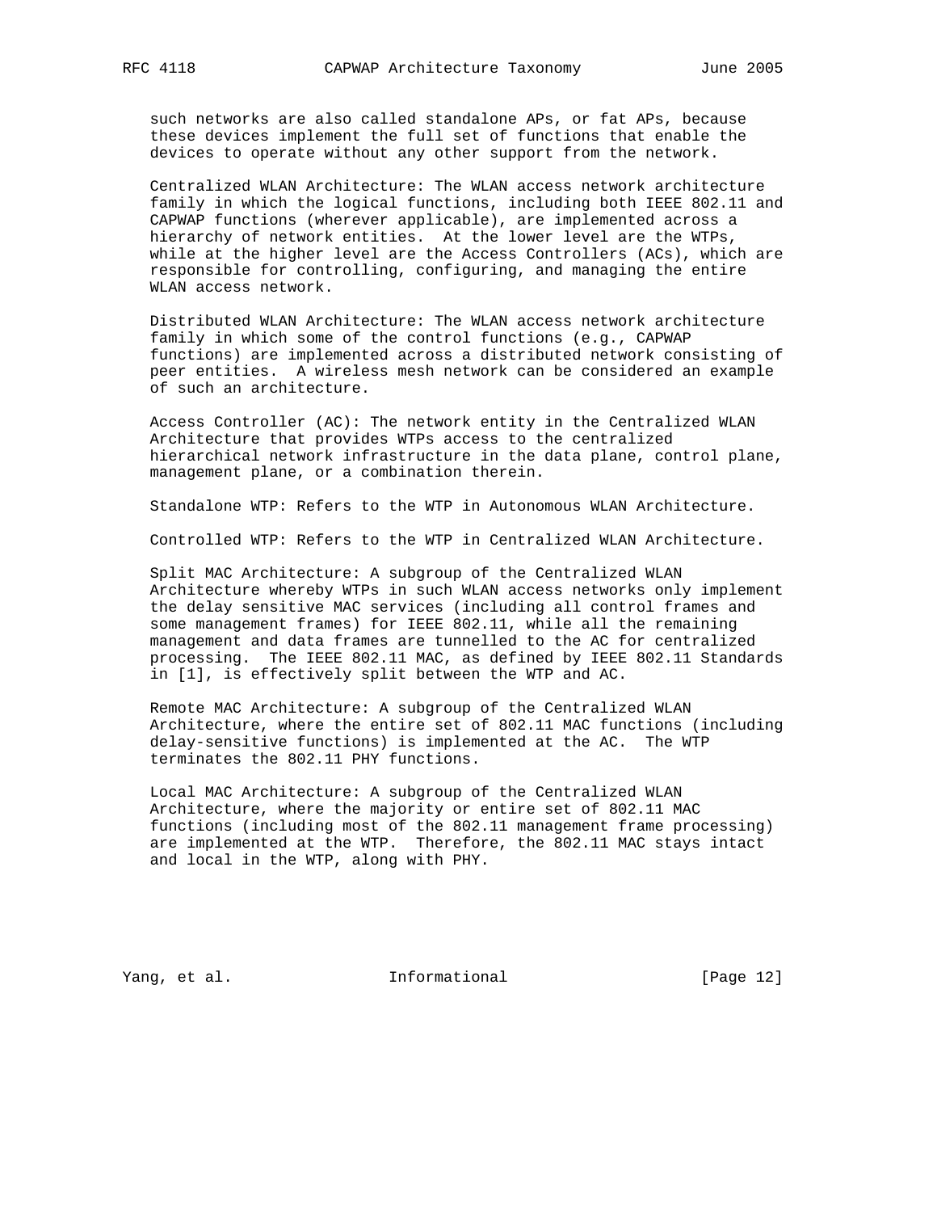such networks are also called standalone APs, or fat APs, because these devices implement the full set of functions that enable the devices to operate without any other support from the network.

Centralized WLAN Architecture: The WLAN access network architecture family in which the logical functions, including both IEEE 802.11 and CAPWAP functions (wherever applicable), are implemented across a hierarchy of network entities. At the lower level are the WTPs, while at the higher level are the Access Controllers (ACs), which are responsible for controlling, configuring, and managing the entire WLAN access network.

Distributed WLAN Architecture: The WLAN access network architecture family in which some of the control functions (e.g., CAPWAP functions) are implemented across a distributed network consisting of peer entities. A wireless mesh network can be considered an example of such an architecture.

Access Controller (AC): The network entity in the Centralized WLAN Architecture that provides WTPs access to the centralized hierarchical network infrastructure in the data plane, control plane, management plane, or a combination therein.

Standalone WTP: Refers to the WTP in Autonomous WLAN Architecture.

Controlled WTP: Refers to the WTP in Centralized WLAN Architecture.

Split MAC Architecture: A subgroup of the Centralized WLAN Architecture whereby WTPs in such WLAN access networks only implement the delay sensitive MAC services (including all control frames and some management frames) for IEEE 802.11, while all the remaining management and data frames are tunnelled to the AC for centralized processing. The IEEE 802.11 MAC, as defined by IEEE 802.11 Standards in [1], is effectively split between the WTP and AC.

Remote MAC Architecture: A subgroup of the Centralized WLAN Architecture, where the entire set of 802.11 MAC functions (including delay-sensitive functions) is implemented at the AC. The WTP terminates the 802.11 PHY functions.

Local MAC Architecture: A subgroup of the Centralized WLAN Architecture, where the majority or entire set of 802.11 MAC functions (including most of the 802.11 management frame processing) are implemented at the WTP. Therefore, the 802.11 MAC stays intact and local in the WTP, along with PHY.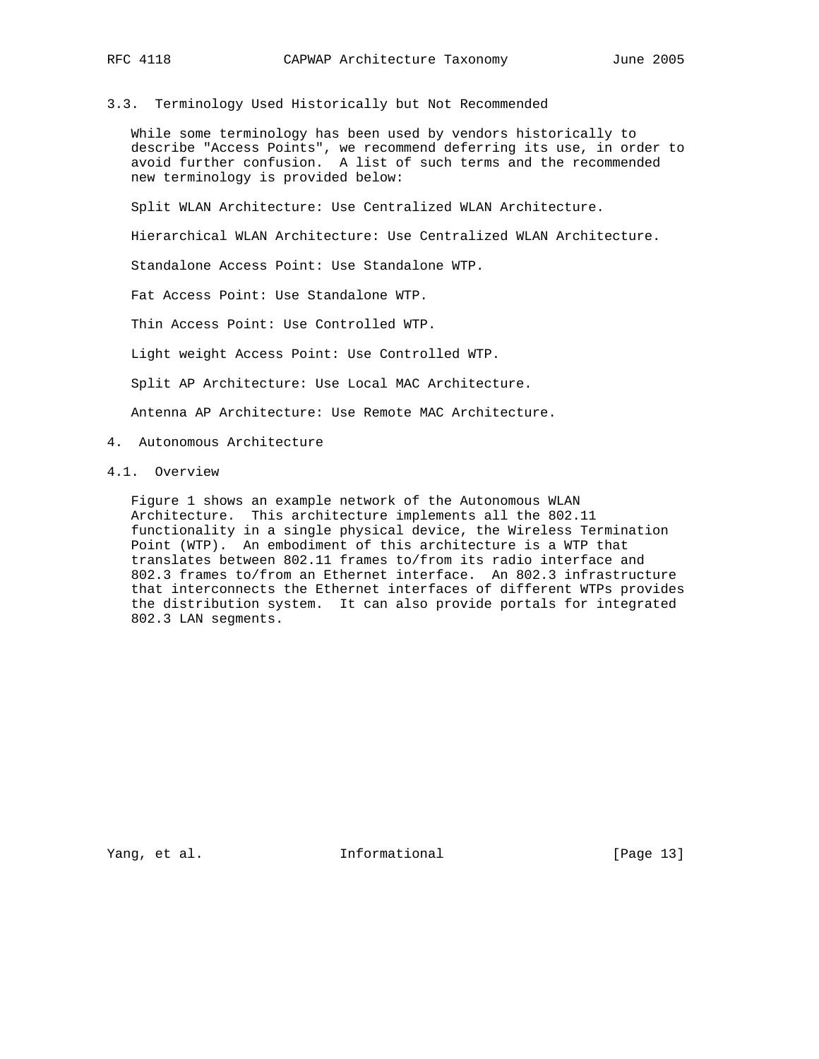### 3.3. Terminology Used Historically but Not Recommended

While some terminology has been used by vendors historically to describe "Access Points", we recommend deferring its use, in order to avoid further confusion. A list of such terms and the recommended new terminology is provided below:

Split WLAN Architecture: Use Centralized WLAN Architecture.

Hierarchical WLAN Architecture: Use Centralized WLAN Architecture.

Standalone Access Point: Use Standalone WTP.

Fat Access Point: Use Standalone WTP.

Thin Access Point: Use Controlled WTP.

Light weight Access Point: Use Controlled WTP.

Split AP Architecture: Use Local MAC Architecture.

Antenna AP Architecture: Use Remote MAC Architecture.

## 4. Autonomous Architecture

### 4.1. Overview

Figure 1 shows an example network of the Autonomous WLAN Architecture. This architecture implements all the 802.11 functionality in a single physical device, the Wireless Termination Point (WTP). An embodiment of this architecture is a WTP that translates between 802.11 frames to/from its radio interface and 802.3 frames to/from an Ethernet interface. An 802.3 infrastructure that interconnects the Ethernet interfaces of different WTPs provides the distribution system. It can also provide portals for integrated 802.3 LAN segments.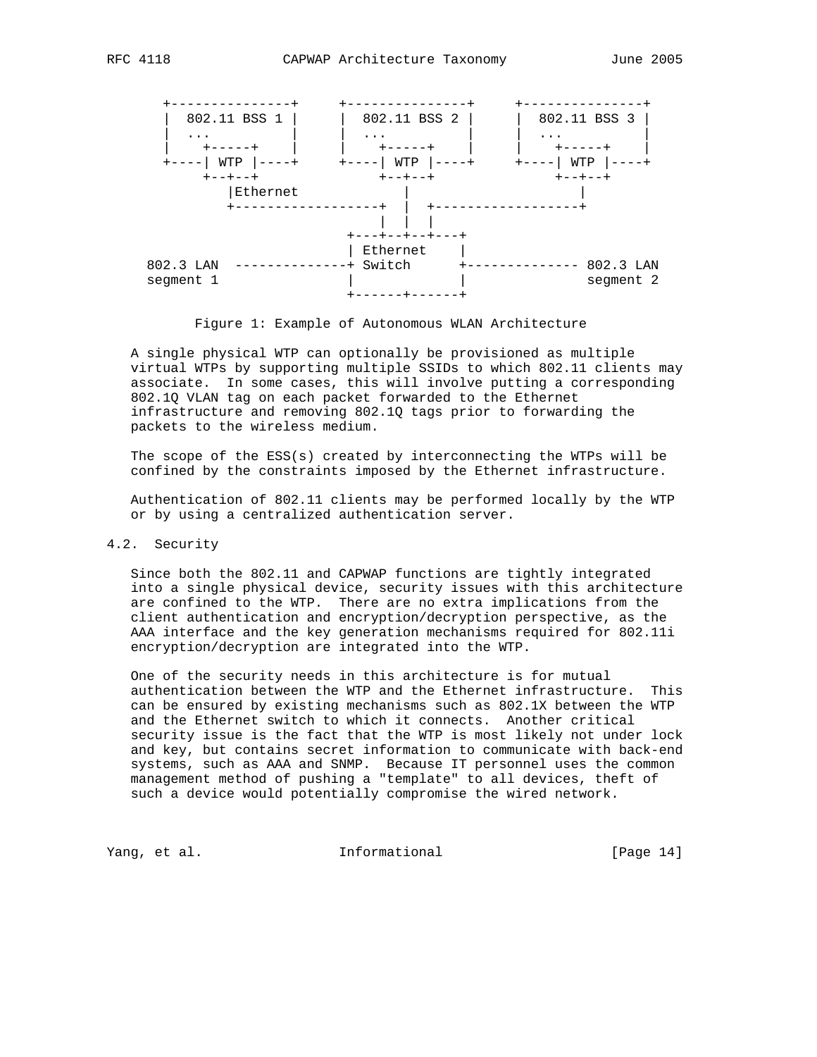```
   +---------------+     +---------------+     +---------------+
   |  802.11 BSS 1 |     |  802.11 BSS 2 |     |  802.11 BSS 3 |
   |  ...          |     |  ...          |     |  ...          |
   |   +-----+     |     |   +-----+     |     |   +-----+     |
   +----| WTP |----+     +----| WTP |----+     +----| WTP |----+
        +--+--+               +--+--+               +--+--+
           |Ethernet             |                     |
           +------------------+  |  +------------------+
                              |  |  |
                           +---+--+--+---+
                           | Ethernet    |
  802.3 LAN  --------------+ Switch      +-------------- 802.3 LAN
  segment 1                |             |               segment 2
                           +------+------+
```

Figure 1: Example of Autonomous WLAN Architecture

A single physical WTP can optionally be provisioned as multiple virtual WTPs by supporting multiple SSIDs to which 802.11 clients may associate. In some cases, this will involve putting a corresponding 802.1Q VLAN tag on each packet forwarded to the Ethernet infrastructure and removing 802.1Q tags prior to forwarding the packets to the wireless medium.

The scope of the ESS(s) created by interconnecting the WTPs will be confined by the constraints imposed by the Ethernet infrastructure.

Authentication of 802.11 clients may be performed locally by the WTP or by using a centralized authentication server.

## 4.2. Security

Since both the 802.11 and CAPWAP functions are tightly integrated into a single physical device, security issues with this architecture are confined to the WTP. There are no extra implications from the client authentication and encryption/decryption perspective, as the AAA interface and the key generation mechanisms required for 802.11i encryption/decryption are integrated into the WTP.

One of the security needs in this architecture is for mutual authentication between the WTP and the Ethernet infrastructure. This can be ensured by existing mechanisms such as 802.1X between the WTP and the Ethernet switch to which it connects. Another critical security issue is the fact that the WTP is most likely not under lock and key, but contains secret information to communicate with back-end systems, such as AAA and SNMP. Because IT personnel uses the common management method of pushing a "template" to all devices, theft of such a device would potentially compromise the wired network.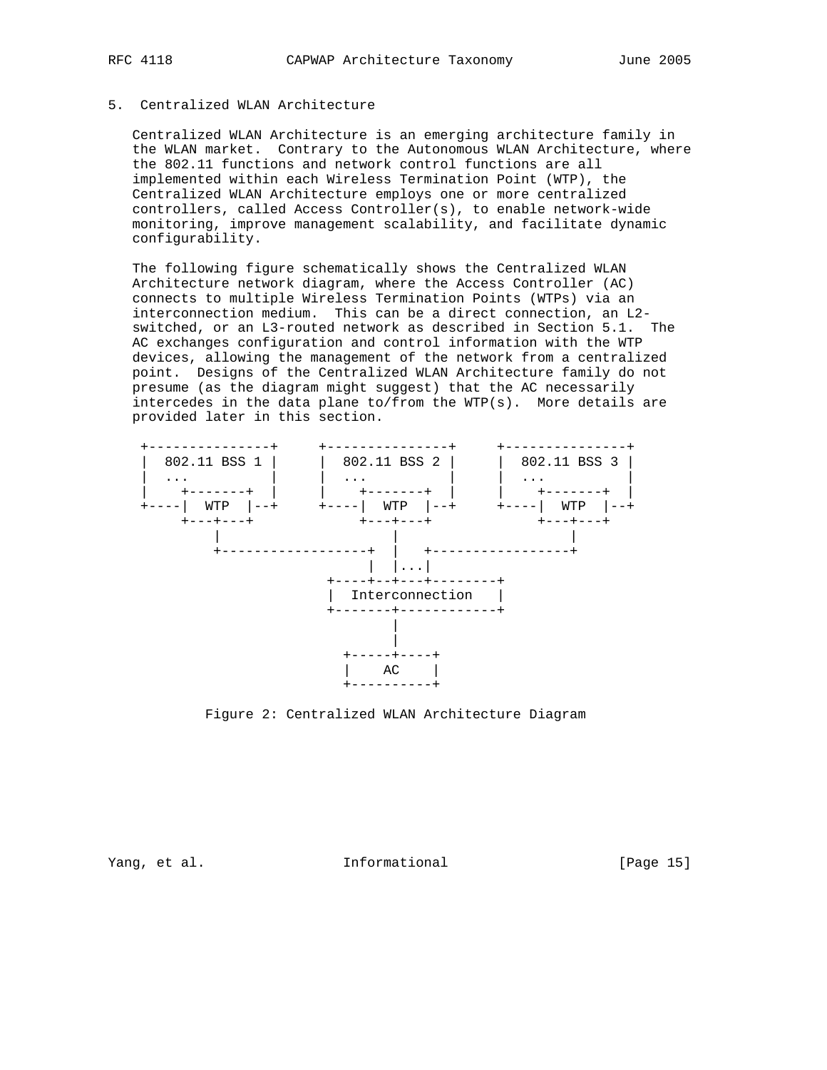## 5. Centralized WLAN Architecture

Centralized WLAN Architecture is an emerging architecture family in the WLAN market. Contrary to the Autonomous WLAN Architecture, where the 802.11 functions and network control functions are all implemented within each Wireless Termination Point (WTP), the Centralized WLAN Architecture employs one or more centralized controllers, called Access Controller(s), to enable network-wide monitoring, improve management scalability, and facilitate dynamic configurability.

The following figure schematically shows the Centralized WLAN Architecture network diagram, where the Access Controller (AC) connects to multiple Wireless Termination Points (WTPs) via an interconnection medium. This can be a direct connection, an L2-switched, or an L3-routed network as described in Section 5.1. The AC exchanges configuration and control information with the WTP devices, allowing the management of the network from a centralized point. Designs of the Centralized WLAN Architecture family do not presume (as the diagram might suggest) that the AC necessarily intercedes in the data plane to/from the WTP(s). More details are provided later in this section.

```
+---------------+     +---------------+     +---------------+
|  802.11 BSS 1 |     |  802.11 BSS 2 |     |  802.11 BSS 3 |
|  ...          |     |  ...          |     |  ...          |
|    +-------+  |     |    +-------+  |     |    +-------+  |
+----|  WTP  |--+     +----|  WTP  |--+     +----|  WTP  |--+
     +---+---+             +---+---+             +---+---+
         |                     |                     |
         +------------------+  |   +-----------------+
                            |  |...|
                        +----+--+---+--------+
                        |  Interconnection   |
                        +-------+------------+
                                |
                                |
                           +-----+----+
                           |    AC    |
                           +----------+
```

Figure 2: Centralized WLAN Architecture Diagram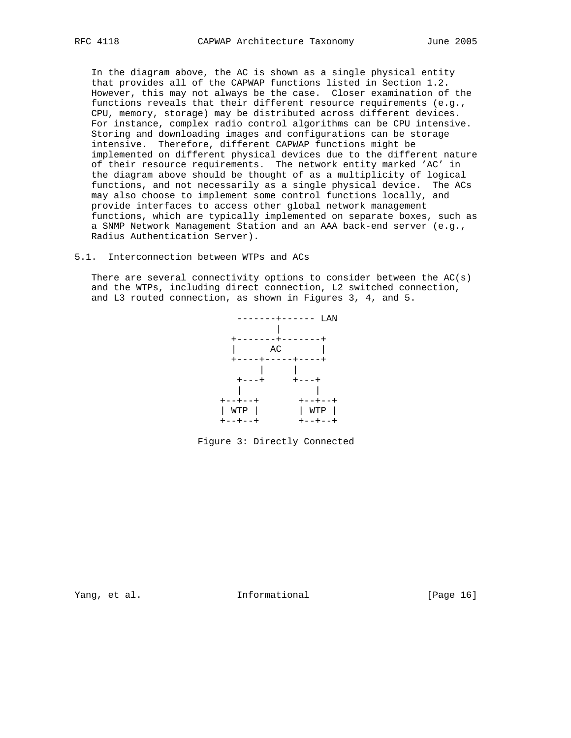In the diagram above, the AC is shown as a single physical entity that provides all of the CAPWAP functions listed in Section 1.2. However, this may not always be the case. Closer examination of the functions reveals that their different resource requirements (e.g., CPU, memory, storage) may be distributed across different devices. For instance, complex radio control algorithms can be CPU intensive. Storing and downloading images and configurations can be storage intensive. Therefore, different CAPWAP functions might be implemented on different physical devices due to the different nature of their resource requirements. The network entity marked 'AC' in the diagram above should be thought of as a multiplicity of logical functions, and not necessarily as a single physical device. The ACs may also choose to implement some control functions locally, and provide interfaces to access other global network management functions, which are typically implemented on separate boxes, such as a SNMP Network Management Station and an AAA back-end server (e.g., Radius Authentication Server).

## 5.1. Interconnection between WTPs and ACs

There are several connectivity options to consider between the AC(s) and the WTPs, including direct connection, L2 switched connection, and L3 routed connection, as shown in Figures 3, 4, and 5.

```
       -------+------ LAN
              |
      +-------+-------+
      |      AC       |
      +----+-----+----+
           |     |
       +---+     +---+
       |             |
    +--+--+       +--+--+
    | WTP |       | WTP |
    +--+--+       +--+--+
```

Figure 3: Directly Connected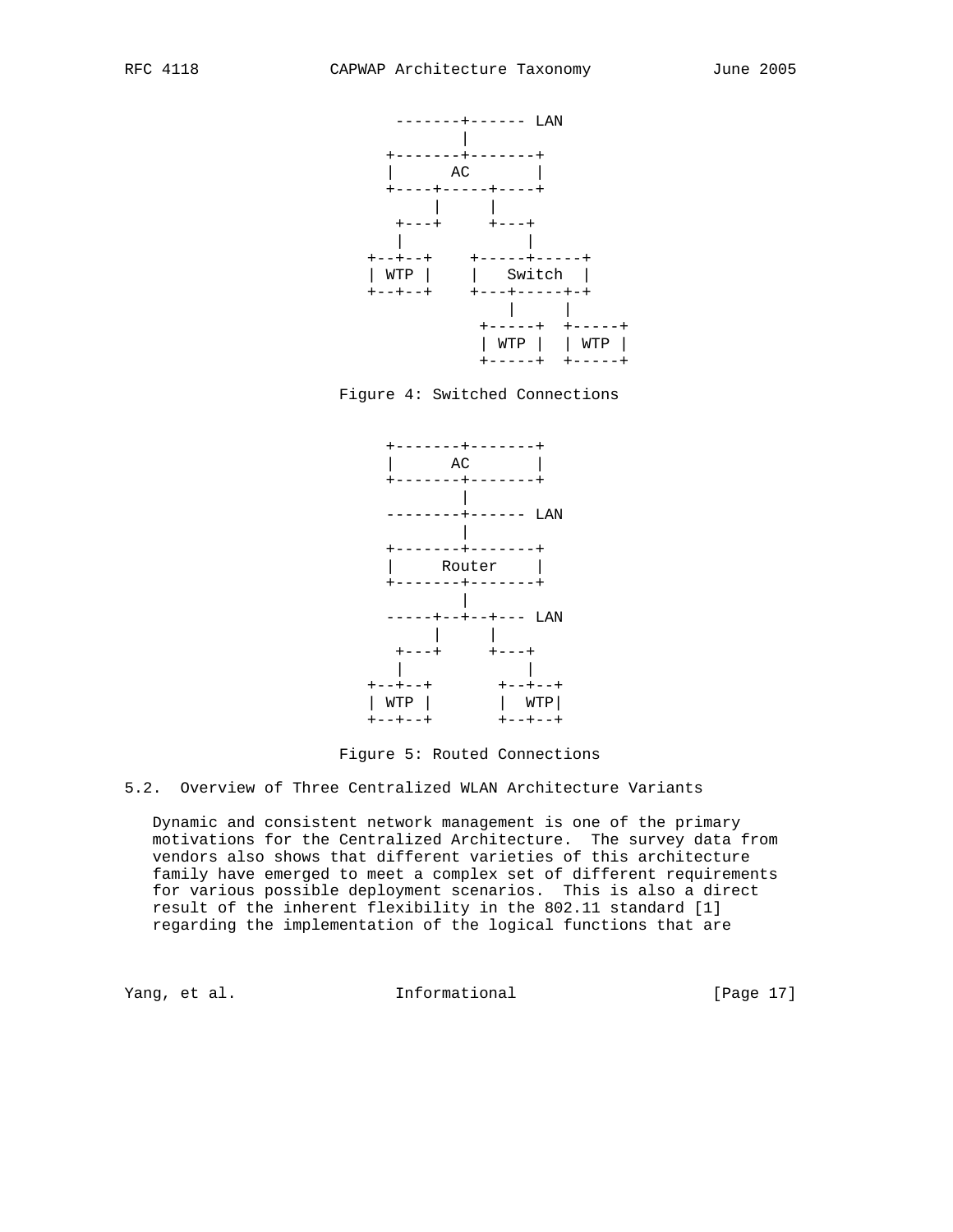```
         -------+------ LAN
                |
        +-------+-------+
        |      AC       |
        +----+-----+----+
             |     |
         +---+     +---+
         |             |
      +--+--+     +-----+-----+
      | WTP |     |   Switch  |
      +--+--+     +---+-----+-+
                      |     |
                  +-----+  +-----+
                  | WTP |  | WTP |
                  +-----+  +-----+
```

Figure 4: Switched Connections

```
        +-------+-------+
        |      AC       |
        +-------+-------+
                |
        --------+------ LAN
                |
        +-------+-------+
        |     Router    |
        +-------+-------+
                |
        -----+--+--+--- LAN
             |     |
         +---+     +---+
         |             |
      +--+--+       +--+--+
      | WTP |       |  WTP|
      +--+--+       +--+--+
```

Figure 5: Routed Connections

### 5.2. Overview of Three Centralized WLAN Architecture Variants

Dynamic and consistent network management is one of the primary motivations for the Centralized Architecture. The survey data from vendors also shows that different varieties of this architecture family have emerged to meet a complex set of different requirements for various possible deployment scenarios. This is also a direct result of the inherent flexibility in the 802.11 standard [1] regarding the implementation of the logical functions that are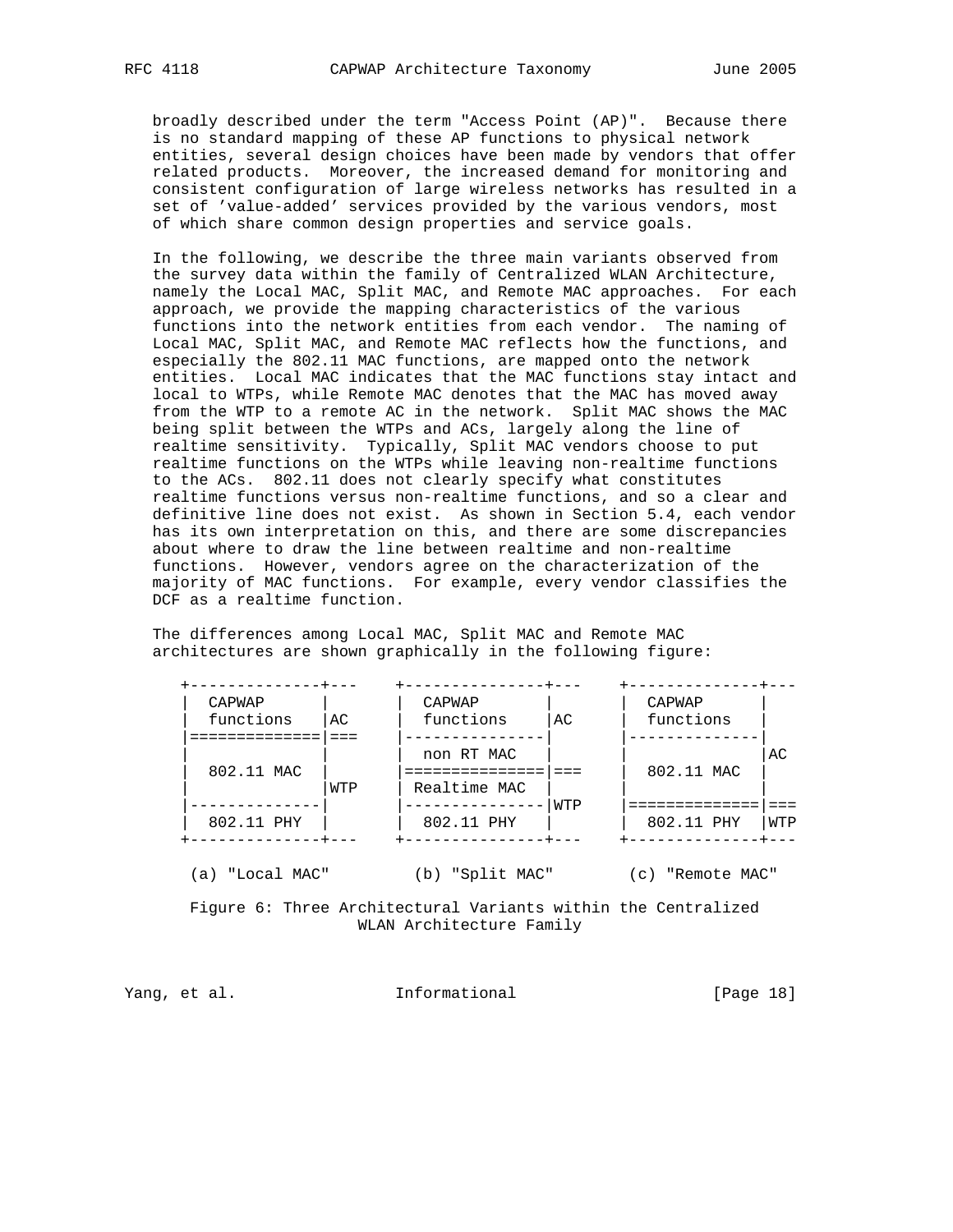broadly described under the term "Access Point (AP)". Because there is no standard mapping of these AP functions to physical network entities, several design choices have been made by vendors that offer related products. Moreover, the increased demand for monitoring and consistent configuration of large wireless networks has resulted in a set of 'value-added' services provided by the various vendors, most of which share common design properties and service goals.

In the following, we describe the three main variants observed from the survey data within the family of Centralized WLAN Architecture, namely the Local MAC, Split MAC, and Remote MAC approaches. For each approach, we provide the mapping characteristics of the various functions into the network entities from each vendor. The naming of Local MAC, Split MAC, and Remote MAC reflects how the functions, and especially the 802.11 MAC functions, are mapped onto the network entities. Local MAC indicates that the MAC functions stay intact and local to WTPs, while Remote MAC denotes that the MAC has moved away from the WTP to a remote AC in the network. Split MAC shows the MAC being split between the WTPs and ACs, largely along the line of realtime sensitivity. Typically, Split MAC vendors choose to put realtime functions on the WTPs while leaving non-realtime functions to the ACs. 802.11 does not clearly specify what constitutes realtime functions versus non-realtime functions, and so a clear and definitive line does not exist. As shown in Section 5.4, each vendor has its own interpretation on this, and there are some discrepancies about where to draw the line between realtime and non-realtime functions. However, vendors agree on the characterization of the majority of MAC functions. For example, every vendor classifies the DCF as a realtime function.

The differences among Local MAC, Split MAC and Remote MAC architectures are shown graphically in the following figure:

```
 +--------------+---     +---------------+---     +--------------+---
 |  CAPWAP      |        |  CAPWAP       |        |  CAPWAP      |
 |  functions   |AC      |  functions    |AC      |  functions   |
 |==============|===     |---------------|        |--------------|
 |              |        |  non RT MAC   |        |              |AC
 |  802.11 MAC  |        |===============|===     |  802.11 MAC  |
 |              |WTP     | Realtime MAC  |        |              |
 |--------------|        |---------------|WTP     |==============|===
 |  802.11 PHY  |        |  802.11 PHY   |        |  802.11 PHY  |WTP
 +--------------+---     +---------------+---     +--------------+---

  (a) "Local MAC"         (b) "Split MAC"        (c) "Remote MAC"
```

Figure 6: Three Architectural Variants within the Centralized WLAN Architecture Family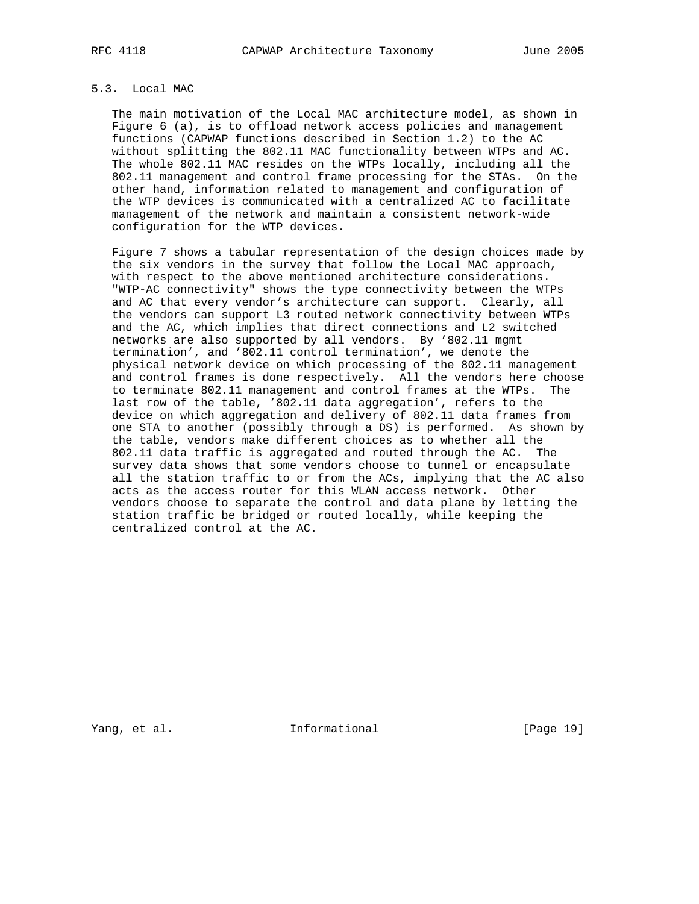## 5.3. Local MAC

The main motivation of the Local MAC architecture model, as shown in Figure 6 (a), is to offload network access policies and management functions (CAPWAP functions described in Section 1.2) to the AC without splitting the 802.11 MAC functionality between WTPs and AC. The whole 802.11 MAC resides on the WTPs locally, including all the 802.11 management and control frame processing for the STAs. On the other hand, information related to management and configuration of the WTP devices is communicated with a centralized AC to facilitate management of the network and maintain a consistent network-wide configuration for the WTP devices.

Figure 7 shows a tabular representation of the design choices made by the six vendors in the survey that follow the Local MAC approach, with respect to the above mentioned architecture considerations. "WTP-AC connectivity" shows the type connectivity between the WTPs and AC that every vendor's architecture can support. Clearly, all the vendors can support L3 routed network connectivity between WTPs and the AC, which implies that direct connections and L2 switched networks are also supported by all vendors. By '802.11 mgmt termination', and '802.11 control termination', we denote the physical network device on which processing of the 802.11 management and control frames is done respectively. All the vendors here choose to terminate 802.11 management and control frames at the WTPs. The last row of the table, '802.11 data aggregation', refers to the device on which aggregation and delivery of 802.11 data frames from one STA to another (possibly through a DS) is performed. As shown by the table, vendors make different choices as to whether all the 802.11 data traffic is aggregated and routed through the AC. The survey data shows that some vendors choose to tunnel or encapsulate all the station traffic to or from the ACs, implying that the AC also acts as the access router for this WLAN access network. Other vendors choose to separate the control and data plane by letting the station traffic be bridged or routed locally, while keeping the centralized control at the AC.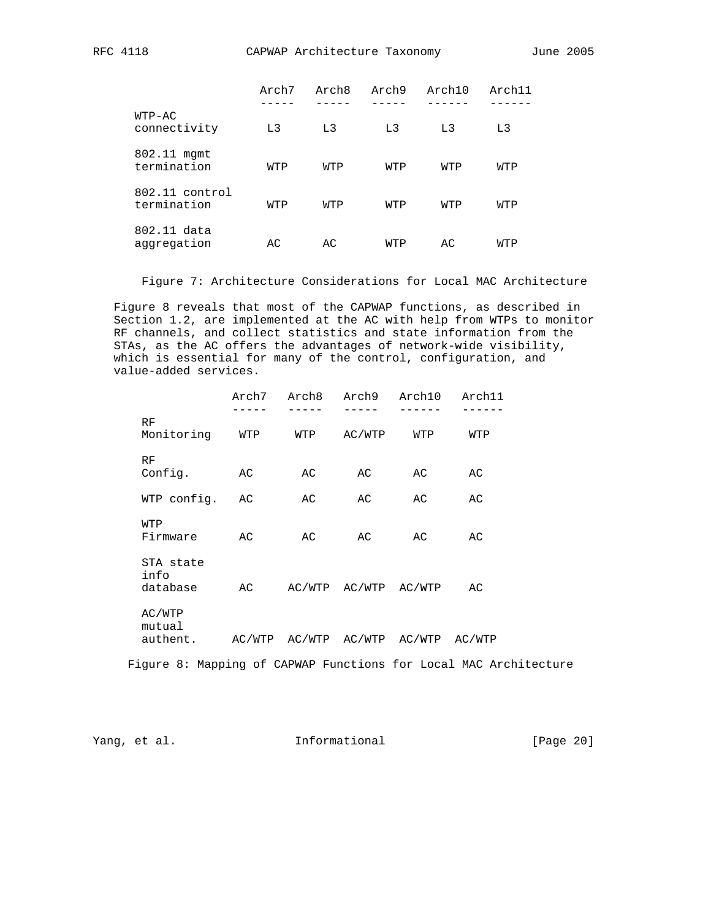| | Arch7 | Arch8 | Arch9 | Arch10 | Arch11 |
|---|---|---|---|---|---|
| WTP-AC connectivity | L3 | L3 | L3 | L3 | L3 |
| 802.11 mgmt termination | WTP | WTP | WTP | WTP | WTP |
| 802.11 control termination | WTP | WTP | WTP | WTP | WTP |
| 802.11 data aggregation | AC | AC | WTP | AC | WTP |

Figure 7: Architecture Considerations for Local MAC Architecture

Figure 8 reveals that most of the CAPWAP functions, as described in Section 1.2, are implemented at the AC with help from WTPs to monitor RF channels, and collect statistics and state information from the STAs, as the AC offers the advantages of network-wide visibility, which is essential for many of the control, configuration, and value-added services.

| | Arch7 | Arch8 | Arch9 | Arch10 | Arch11 |
|---|---|---|---|---|---|
| RF Monitoring | WTP | WTP | AC/WTP | WTP | WTP |
| RF Config. | AC | AC | AC | AC | AC |
| WTP config. | AC | AC | AC | AC | AC |
| WTP Firmware | AC | AC | AC | AC | AC |
| STA state info database | AC | AC/WTP | AC/WTP | AC/WTP | AC |
| AC/WTP mutual authent. | AC/WTP | AC/WTP | AC/WTP | AC/WTP | AC/WTP |

Figure 8: Mapping of CAPWAP Functions for Local MAC Architecture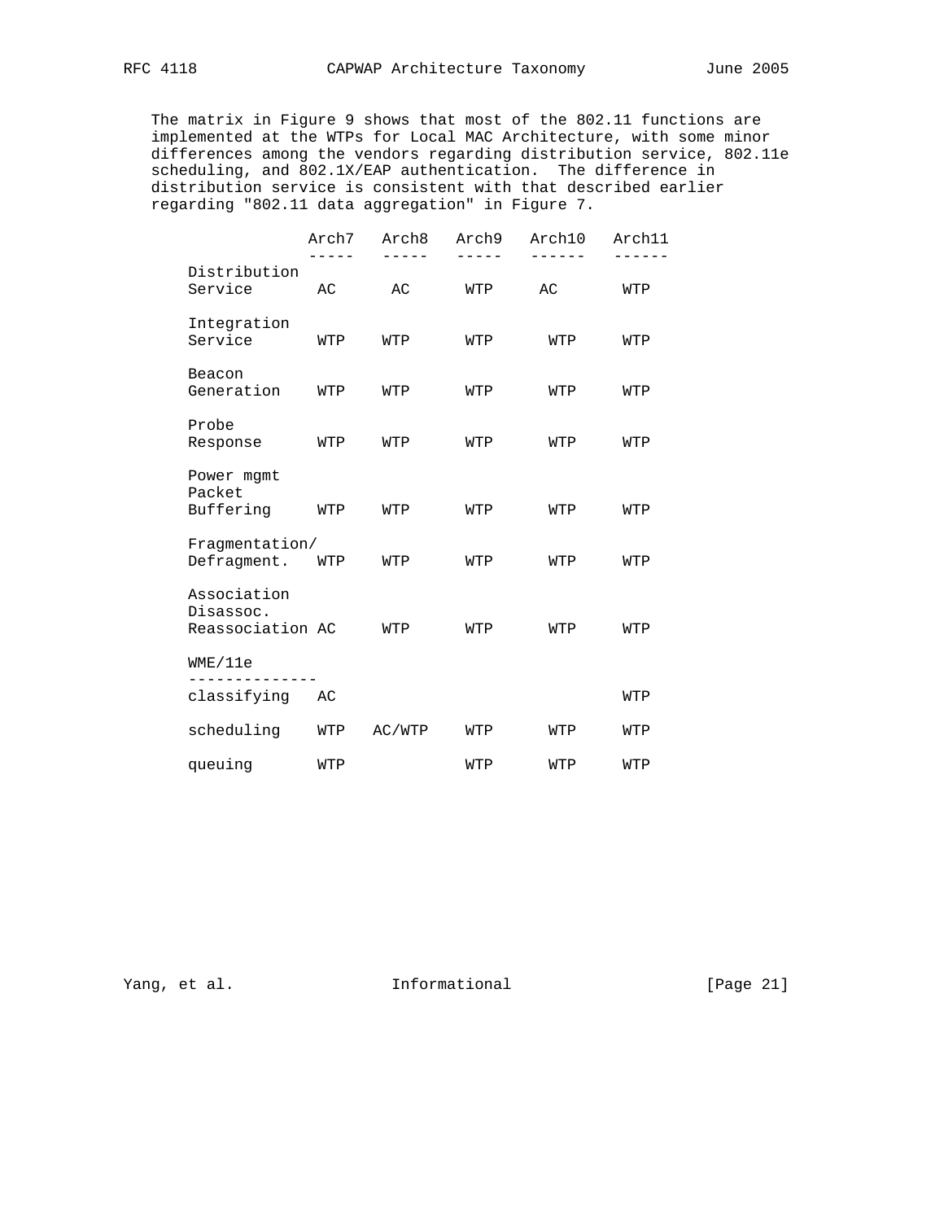The matrix in Figure 9 shows that most of the 802.11 functions are implemented at the WTPs for Local MAC Architecture, with some minor differences among the vendors regarding distribution service, 802.11e scheduling, and 802.1X/EAP authentication. The difference in distribution service is consistent with that described earlier regarding "802.11 data aggregation" in Figure 7.

| | Arch7 | Arch8 | Arch9 | Arch10 | Arch11 |
|---|---|---|---|---|---|
| Distribution Service | AC | AC | WTP | AC | WTP |
| Integration Service | WTP | WTP | WTP | WTP | WTP |
| Beacon Generation | WTP | WTP | WTP | WTP | WTP |
| Probe Response | WTP | WTP | WTP | WTP | WTP |
| Power mgmt Packet Buffering | WTP | WTP | WTP | WTP | WTP |
| Fragmentation/ Defragment. | WTP | WTP | WTP | WTP | WTP |
| Association Disassoc. Reassociation | AC | WTP | WTP | WTP | WTP |
| **WME/11e** | | | | | |
| classifying | AC | | | | WTP |
| scheduling | WTP | AC/WTP | WTP | WTP | WTP |
| queuing | WTP | | WTP | WTP | WTP |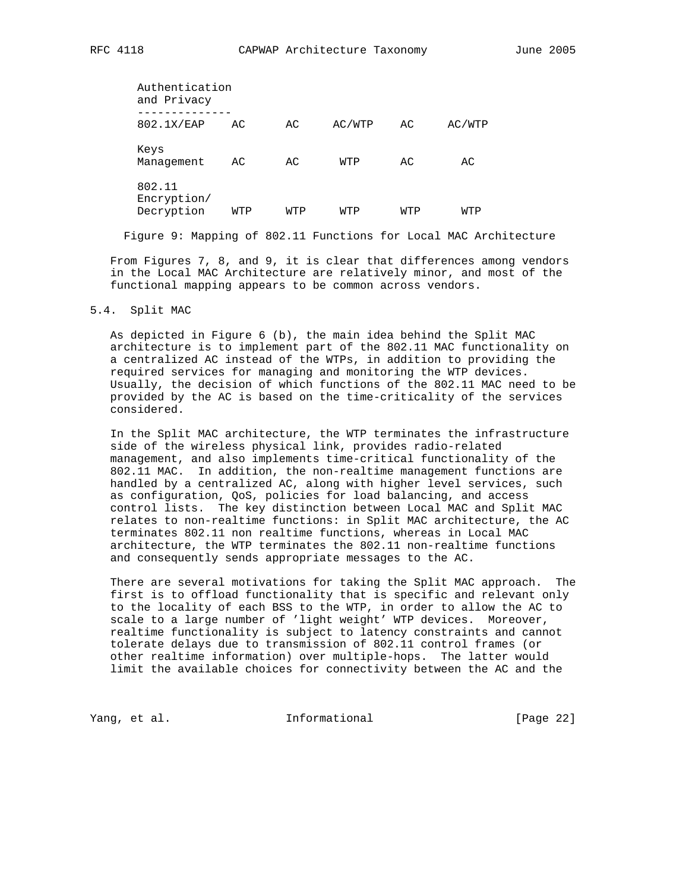| Authentication and Privacy | | | | | |
| --- | --- | --- | --- | --- | --- |
| 802.1X/EAP | AC | AC | AC/WTP | AC | AC/WTP |
| Keys Management | AC | AC | WTP | AC | AC |
| 802.11 Encryption/ Decryption | WTP | WTP | WTP | WTP | WTP |

Figure 9: Mapping of 802.11 Functions for Local MAC Architecture

From Figures 7, 8, and 9, it is clear that differences among vendors in the Local MAC Architecture are relatively minor, and most of the functional mapping appears to be common across vendors.

## 5.4. Split MAC

As depicted in Figure 6 (b), the main idea behind the Split MAC architecture is to implement part of the 802.11 MAC functionality on a centralized AC instead of the WTPs, in addition to providing the required services for managing and monitoring the WTP devices. Usually, the decision of which functions of the 802.11 MAC need to be provided by the AC is based on the time-criticality of the services considered.

In the Split MAC architecture, the WTP terminates the infrastructure side of the wireless physical link, provides radio-related management, and also implements time-critical functionality of the 802.11 MAC. In addition, the non-realtime management functions are handled by a centralized AC, along with higher level services, such as configuration, QoS, policies for load balancing, and access control lists. The key distinction between Local MAC and Split MAC relates to non-realtime functions: in Split MAC architecture, the AC terminates 802.11 non realtime functions, whereas in Local MAC architecture, the WTP terminates the 802.11 non-realtime functions and consequently sends appropriate messages to the AC.

There are several motivations for taking the Split MAC approach. The first is to offload functionality that is specific and relevant only to the locality of each BSS to the WTP, in order to allow the AC to scale to a large number of 'light weight' WTP devices. Moreover, realtime functionality is subject to latency constraints and cannot tolerate delays due to transmission of 802.11 control frames (or other realtime information) over multiple-hops. The latter would limit the available choices for connectivity between the AC and the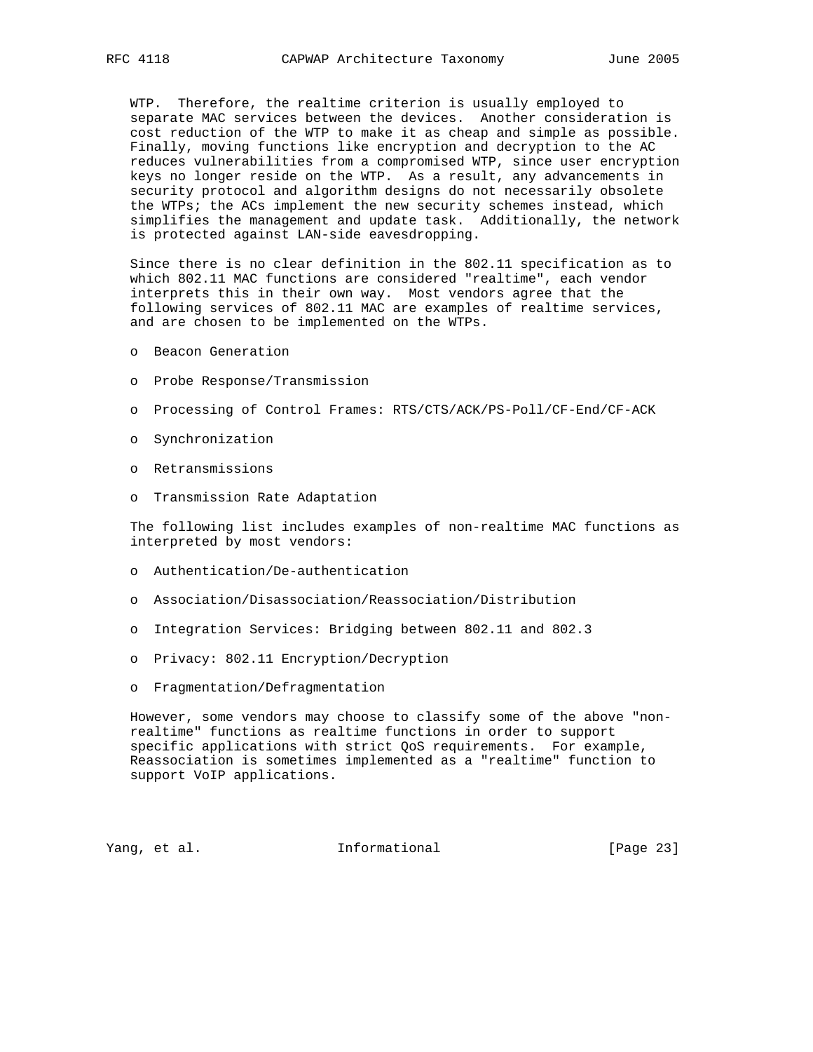WTP. Therefore, the realtime criterion is usually employed to separate MAC services between the devices. Another consideration is cost reduction of the WTP to make it as cheap and simple as possible. Finally, moving functions like encryption and decryption to the AC reduces vulnerabilities from a compromised WTP, since user encryption keys no longer reside on the WTP. As a result, any advancements in security protocol and algorithm designs do not necessarily obsolete the WTPs; the ACs implement the new security schemes instead, which simplifies the management and update task. Additionally, the network is protected against LAN-side eavesdropping.

Since there is no clear definition in the 802.11 specification as to which 802.11 MAC functions are considered "realtime", each vendor interprets this in their own way. Most vendors agree that the following services of 802.11 MAC are examples of realtime services, and are chosen to be implemented on the WTPs.

- Beacon Generation
- Probe Response/Transmission
- Processing of Control Frames: RTS/CTS/ACK/PS-Poll/CF-End/CF-ACK
- Synchronization
- Retransmissions
- Transmission Rate Adaptation

The following list includes examples of non-realtime MAC functions as interpreted by most vendors:

- Authentication/De-authentication
- Association/Disassociation/Reassociation/Distribution
- Integration Services: Bridging between 802.11 and 802.3
- Privacy: 802.11 Encryption/Decryption
- Fragmentation/Defragmentation

However, some vendors may choose to classify some of the above "non-realtime" functions as realtime functions in order to support specific applications with strict QoS requirements. For example, Reassociation is sometimes implemented as a "realtime" function to support VoIP applications.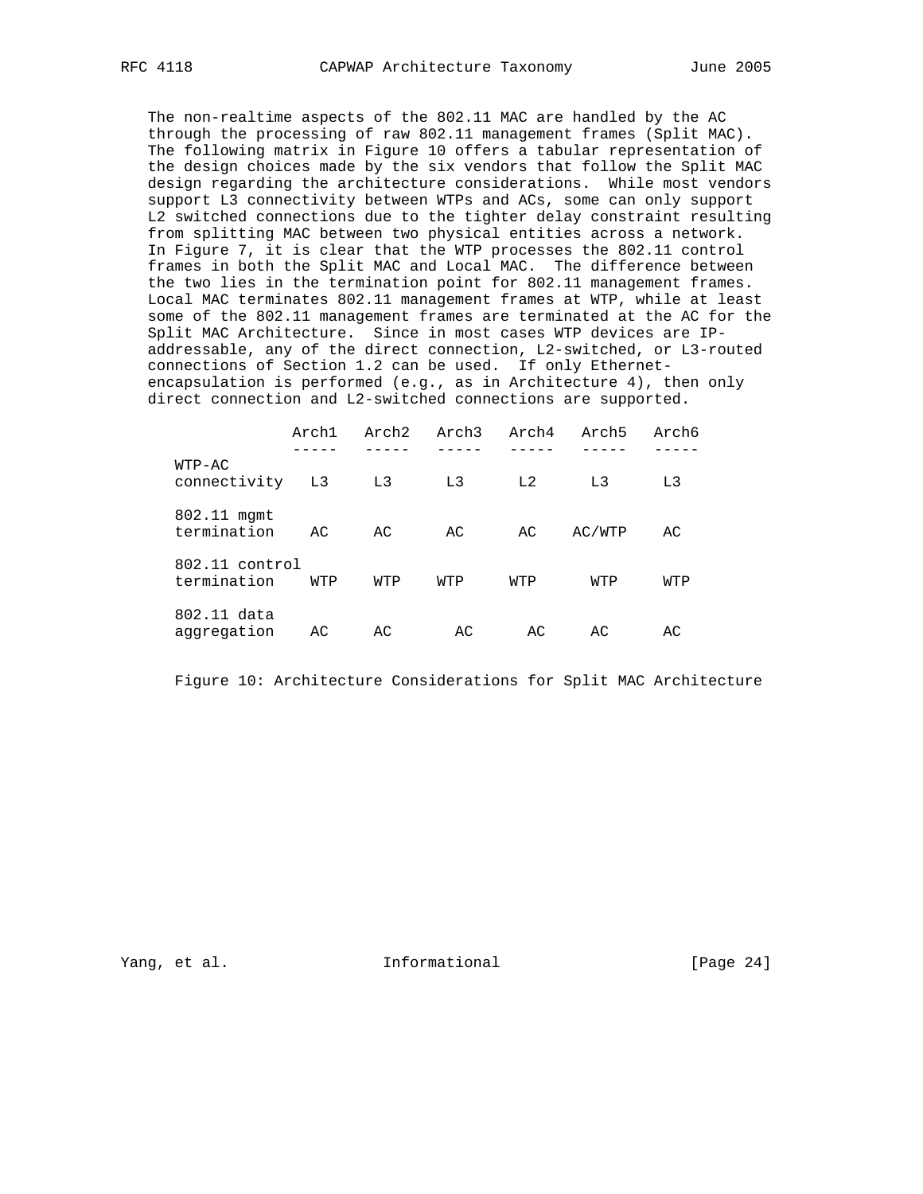The non-realtime aspects of the 802.11 MAC are handled by the AC through the processing of raw 802.11 management frames (Split MAC). The following matrix in Figure 10 offers a tabular representation of the design choices made by the six vendors that follow the Split MAC design regarding the architecture considerations. While most vendors support L3 connectivity between WTPs and ACs, some can only support L2 switched connections due to the tighter delay constraint resulting from splitting MAC between two physical entities across a network. In Figure 7, it is clear that the WTP processes the 802.11 control frames in both the Split MAC and Local MAC. The difference between the two lies in the termination point for 802.11 management frames. Local MAC terminates 802.11 management frames at WTP, while at least some of the 802.11 management frames are terminated at the AC for the Split MAC Architecture. Since in most cases WTP devices are IP-addressable, any of the direct connection, L2-switched, or L3-routed connections of Section 1.2 can be used. If only Ethernet-encapsulation is performed (e.g., as in Architecture 4), then only direct connection and L2-switched connections are supported.

| | Arch1 | Arch2 | Arch3 | Arch4 | Arch5 | Arch6 |
|---|---|---|---|---|---|---|
| WTP-AC connectivity | L3 | L3 | L3 | L2 | L3 | L3 |
| 802.11 mgmt termination | AC | AC | AC | AC | AC/WTP | AC |
| 802.11 control termination | WTP | WTP | WTP | WTP | WTP | WTP |
| 802.11 data aggregation | AC | AC | AC | AC | AC | AC |

Figure 10: Architecture Considerations for Split MAC Architecture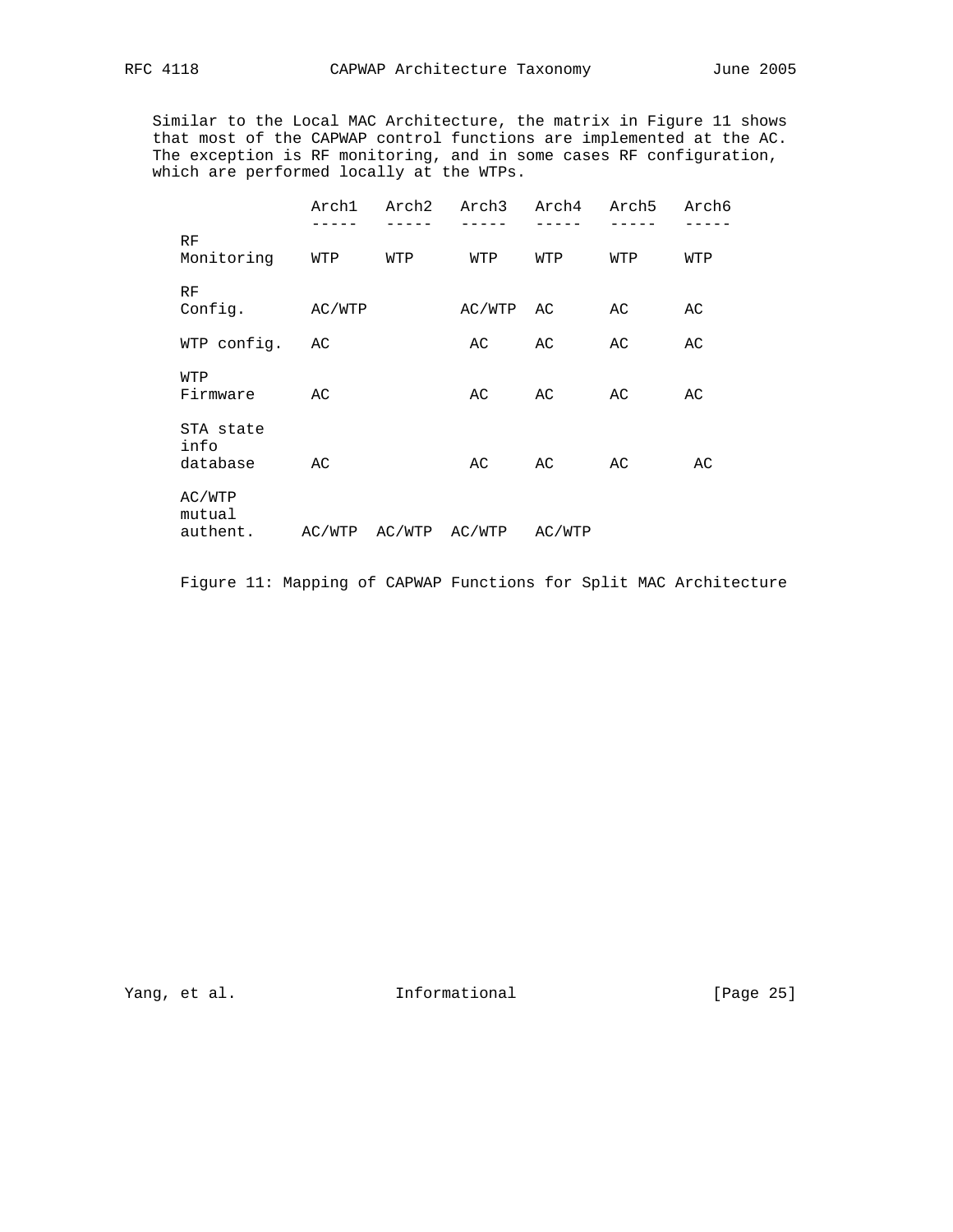Similar to the Local MAC Architecture, the matrix in Figure 11 shows that most of the CAPWAP control functions are implemented at the AC. The exception is RF monitoring, and in some cases RF configuration, which are performed locally at the WTPs.

| | Arch1 | Arch2 | Arch3 | Arch4 | Arch5 | Arch6 |
|---|---|---|---|---|---|---|
| RF Monitoring | WTP | WTP | WTP | WTP | WTP | WTP |
| RF Config. | AC/WTP | | AC/WTP | AC | AC | AC |
| WTP config. | AC | | AC | AC | AC | AC |
| WTP Firmware | AC | | AC | AC | AC | AC |
| STA state info database | AC | | AC | AC | AC | AC |
| AC/WTP mutual authent. | AC/WTP | AC/WTP | AC/WTP | AC/WTP | | |

Figure 11: Mapping of CAPWAP Functions for Split MAC Architecture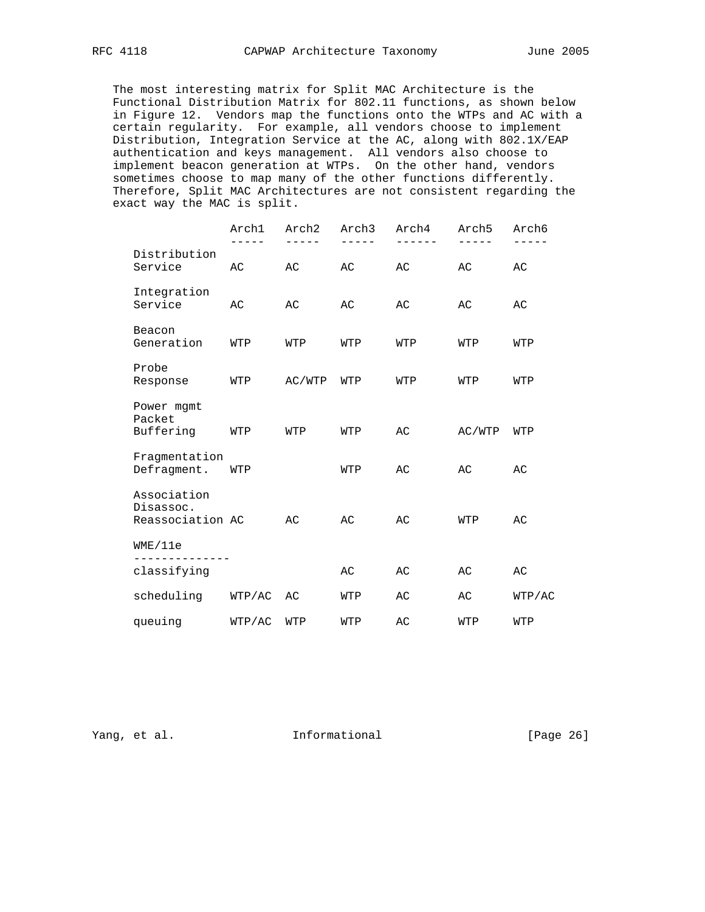The most interesting matrix for Split MAC Architecture is the Functional Distribution Matrix for 802.11 functions, as shown below in Figure 12. Vendors map the functions onto the WTPs and AC with a certain regularity. For example, all vendors choose to implement Distribution, Integration Service at the AC, along with 802.1X/EAP authentication and keys management. All vendors also choose to implement beacon generation at WTPs. On the other hand, vendors sometimes choose to map many of the other functions differently. Therefore, Split MAC Architectures are not consistent regarding the exact way the MAC is split.

| | Arch1 | Arch2 | Arch3 | Arch4 | Arch5 | Arch6 |
|---|---|---|---|---|---|---|
| Distribution Service | AC | AC | AC | AC | AC | AC |
| Integration Service | AC | AC | AC | AC | AC | AC |
| Beacon Generation | WTP | WTP | WTP | WTP | WTP | WTP |
| Probe Response | WTP | AC/WTP | WTP | WTP | WTP | WTP |
| Power mgmt Packet Buffering | WTP | WTP | WTP | AC | AC/WTP | WTP |
| Fragmentation Defragment. | WTP | | WTP | AC | AC | AC |
| Association Disassoc. Reassociation | AC | AC | AC | AC | WTP | AC |
| WME/11e | | | | | | |
| classifying | | | AC | AC | AC | AC |
| scheduling | WTP/AC | AC | WTP | AC | AC | WTP/AC |
| queuing | WTP/AC | WTP | WTP | AC | WTP | WTP |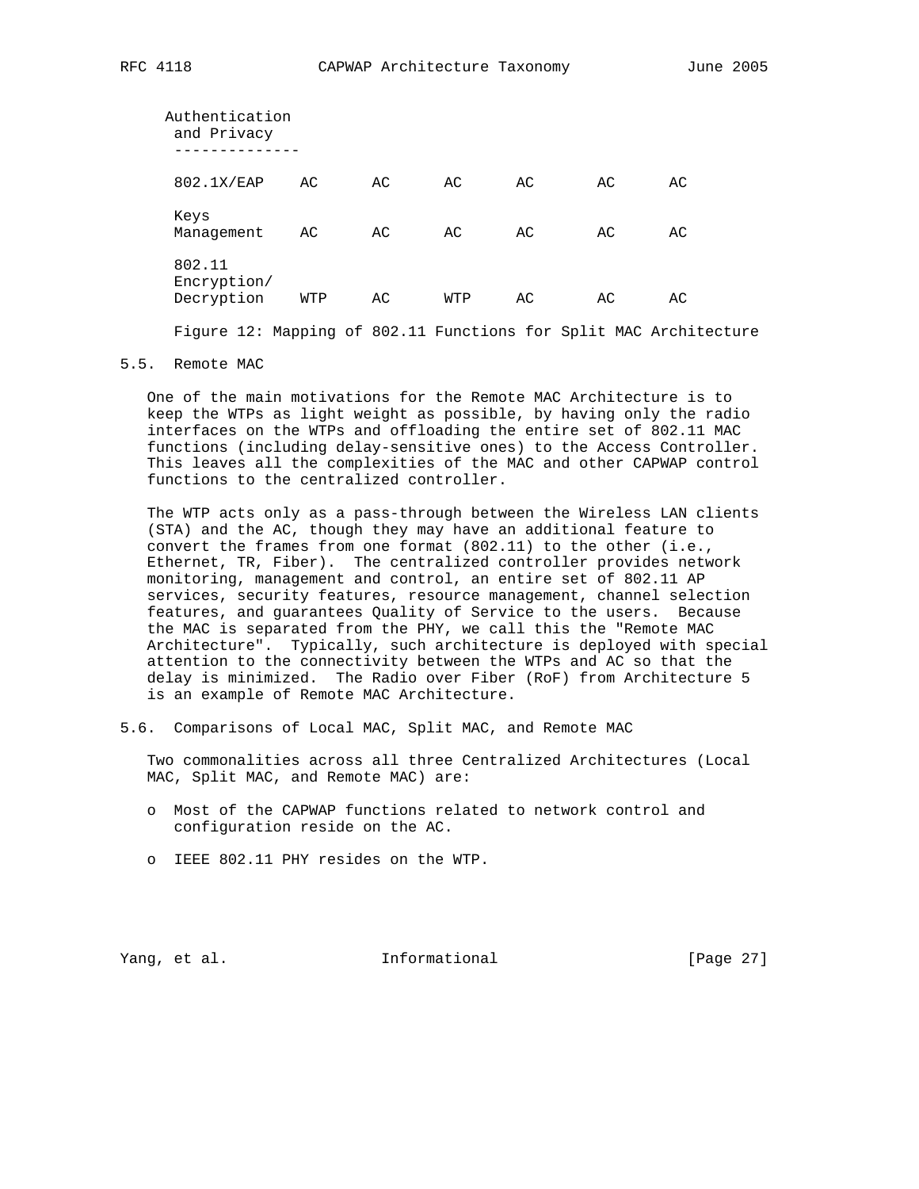| Authentication and Privacy | | | | | | |
|---|---|---|---|---|---|---|
| 802.1X/EAP | AC | AC | AC | AC | AC | AC |
| Keys Management | AC | AC | AC | AC | AC | AC |
| 802.11 Encryption/ Decryption | WTP | AC | WTP | AC | AC | AC |

Figure 12: Mapping of 802.11 Functions for Split MAC Architecture

## 5.5. Remote MAC

One of the main motivations for the Remote MAC Architecture is to keep the WTPs as light weight as possible, by having only the radio interfaces on the WTPs and offloading the entire set of 802.11 MAC functions (including delay-sensitive ones) to the Access Controller. This leaves all the complexities of the MAC and other CAPWAP control functions to the centralized controller.

The WTP acts only as a pass-through between the Wireless LAN clients (STA) and the AC, though they may have an additional feature to convert the frames from one format (802.11) to the other (i.e., Ethernet, TR, Fiber). The centralized controller provides network monitoring, management and control, an entire set of 802.11 AP services, security features, resource management, channel selection features, and guarantees Quality of Service to the users. Because the MAC is separated from the PHY, we call this the "Remote MAC Architecture". Typically, such architecture is deployed with special attention to the connectivity between the WTPs and AC so that the delay is minimized. The Radio over Fiber (RoF) from Architecture 5 is an example of Remote MAC Architecture.

## 5.6. Comparisons of Local MAC, Split MAC, and Remote MAC

Two commonalities across all three Centralized Architectures (Local MAC, Split MAC, and Remote MAC) are:

- Most of the CAPWAP functions related to network control and configuration reside on the AC.
- IEEE 802.11 PHY resides on the WTP.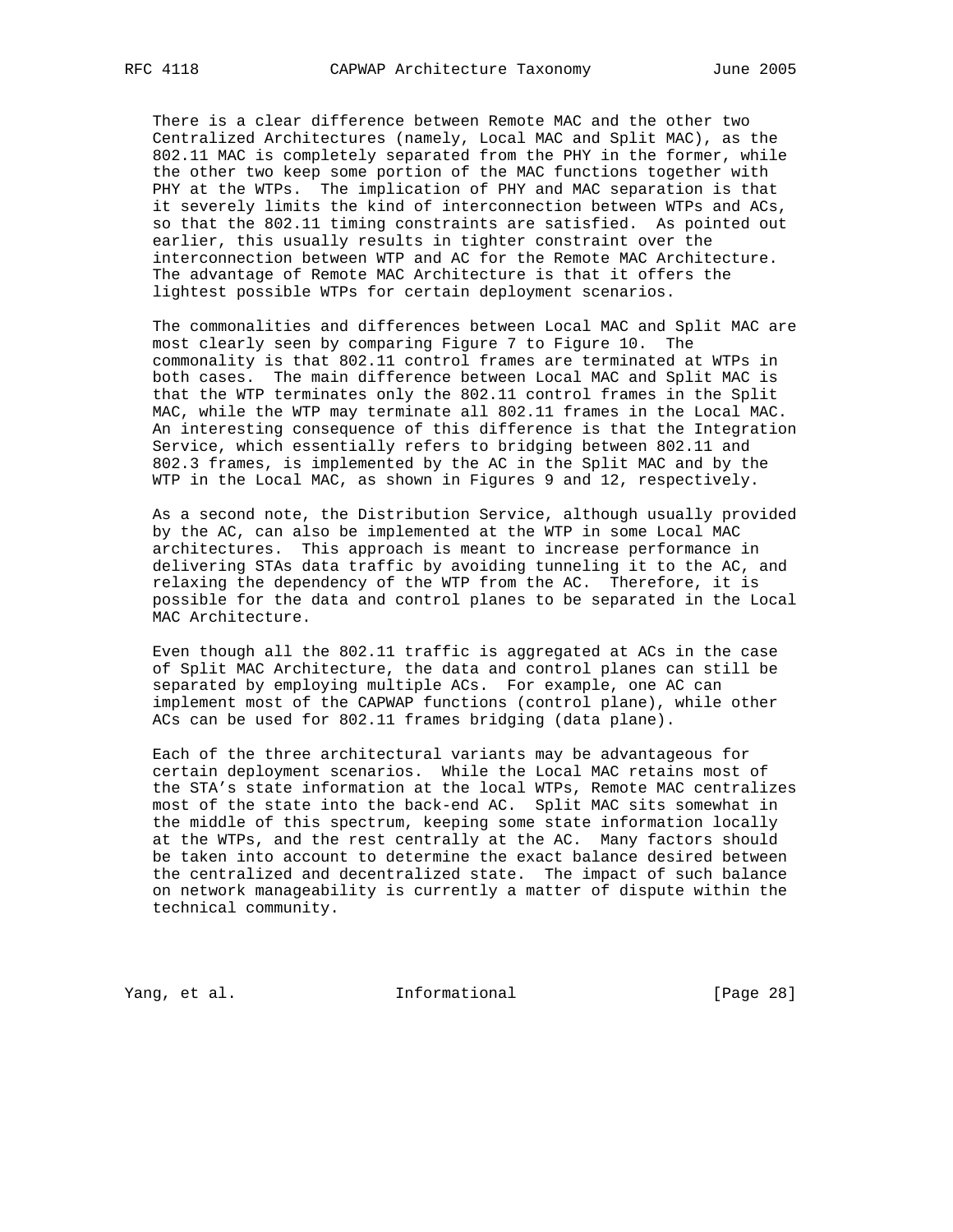There is a clear difference between Remote MAC and the other two Centralized Architectures (namely, Local MAC and Split MAC), as the 802.11 MAC is completely separated from the PHY in the former, while the other two keep some portion of the MAC functions together with PHY at the WTPs. The implication of PHY and MAC separation is that it severely limits the kind of interconnection between WTPs and ACs, so that the 802.11 timing constraints are satisfied. As pointed out earlier, this usually results in tighter constraint over the interconnection between WTP and AC for the Remote MAC Architecture. The advantage of Remote MAC Architecture is that it offers the lightest possible WTPs for certain deployment scenarios.

The commonalities and differences between Local MAC and Split MAC are most clearly seen by comparing Figure 7 to Figure 10. The commonality is that 802.11 control frames are terminated at WTPs in both cases. The main difference between Local MAC and Split MAC is that the WTP terminates only the 802.11 control frames in the Split MAC, while the WTP may terminate all 802.11 frames in the Local MAC. An interesting consequence of this difference is that the Integration Service, which essentially refers to bridging between 802.11 and 802.3 frames, is implemented by the AC in the Split MAC and by the WTP in the Local MAC, as shown in Figures 9 and 12, respectively.

As a second note, the Distribution Service, although usually provided by the AC, can also be implemented at the WTP in some Local MAC architectures. This approach is meant to increase performance in delivering STAs data traffic by avoiding tunneling it to the AC, and relaxing the dependency of the WTP from the AC. Therefore, it is possible for the data and control planes to be separated in the Local MAC Architecture.

Even though all the 802.11 traffic is aggregated at ACs in the case of Split MAC Architecture, the data and control planes can still be separated by employing multiple ACs. For example, one AC can implement most of the CAPWAP functions (control plane), while other ACs can be used for 802.11 frames bridging (data plane).

Each of the three architectural variants may be advantageous for certain deployment scenarios. While the Local MAC retains most of the STA's state information at the local WTPs, Remote MAC centralizes most of the state into the back-end AC. Split MAC sits somewhat in the middle of this spectrum, keeping some state information locally at the WTPs, and the rest centrally at the AC. Many factors should be taken into account to determine the exact balance desired between the centralized and decentralized state. The impact of such balance on network manageability is currently a matter of dispute within the technical community.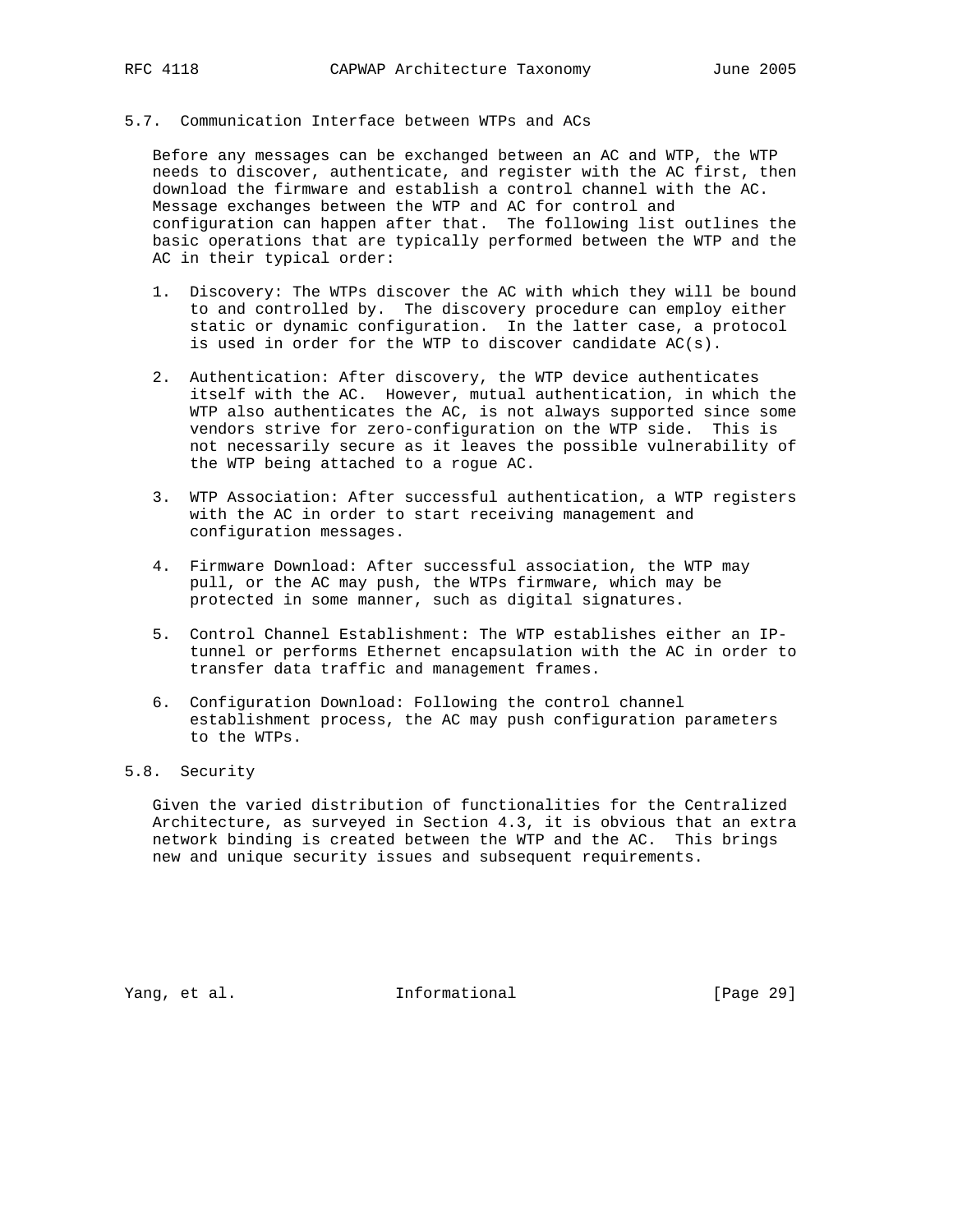### 5.7. Communication Interface between WTPs and ACs

Before any messages can be exchanged between an AC and WTP, the WTP needs to discover, authenticate, and register with the AC first, then download the firmware and establish a control channel with the AC. Message exchanges between the WTP and AC for control and configuration can happen after that. The following list outlines the basic operations that are typically performed between the WTP and the AC in their typical order:

1. Discovery: The WTPs discover the AC with which they will be bound to and controlled by. The discovery procedure can employ either static or dynamic configuration. In the latter case, a protocol is used in order for the WTP to discover candidate AC(s).

2. Authentication: After discovery, the WTP device authenticates itself with the AC. However, mutual authentication, in which the WTP also authenticates the AC, is not always supported since some vendors strive for zero-configuration on the WTP side. This is not necessarily secure as it leaves the possible vulnerability of the WTP being attached to a rogue AC.

3. WTP Association: After successful authentication, a WTP registers with the AC in order to start receiving management and configuration messages.

4. Firmware Download: After successful association, the WTP may pull, or the AC may push, the WTPs firmware, which may be protected in some manner, such as digital signatures.

5. Control Channel Establishment: The WTP establishes either an IP-tunnel or performs Ethernet encapsulation with the AC in order to transfer data traffic and management frames.

6. Configuration Download: Following the control channel establishment process, the AC may push configuration parameters to the WTPs.

### 5.8. Security

Given the varied distribution of functionalities for the Centralized Architecture, as surveyed in Section 4.3, it is obvious that an extra network binding is created between the WTP and the AC. This brings new and unique security issues and subsequent requirements.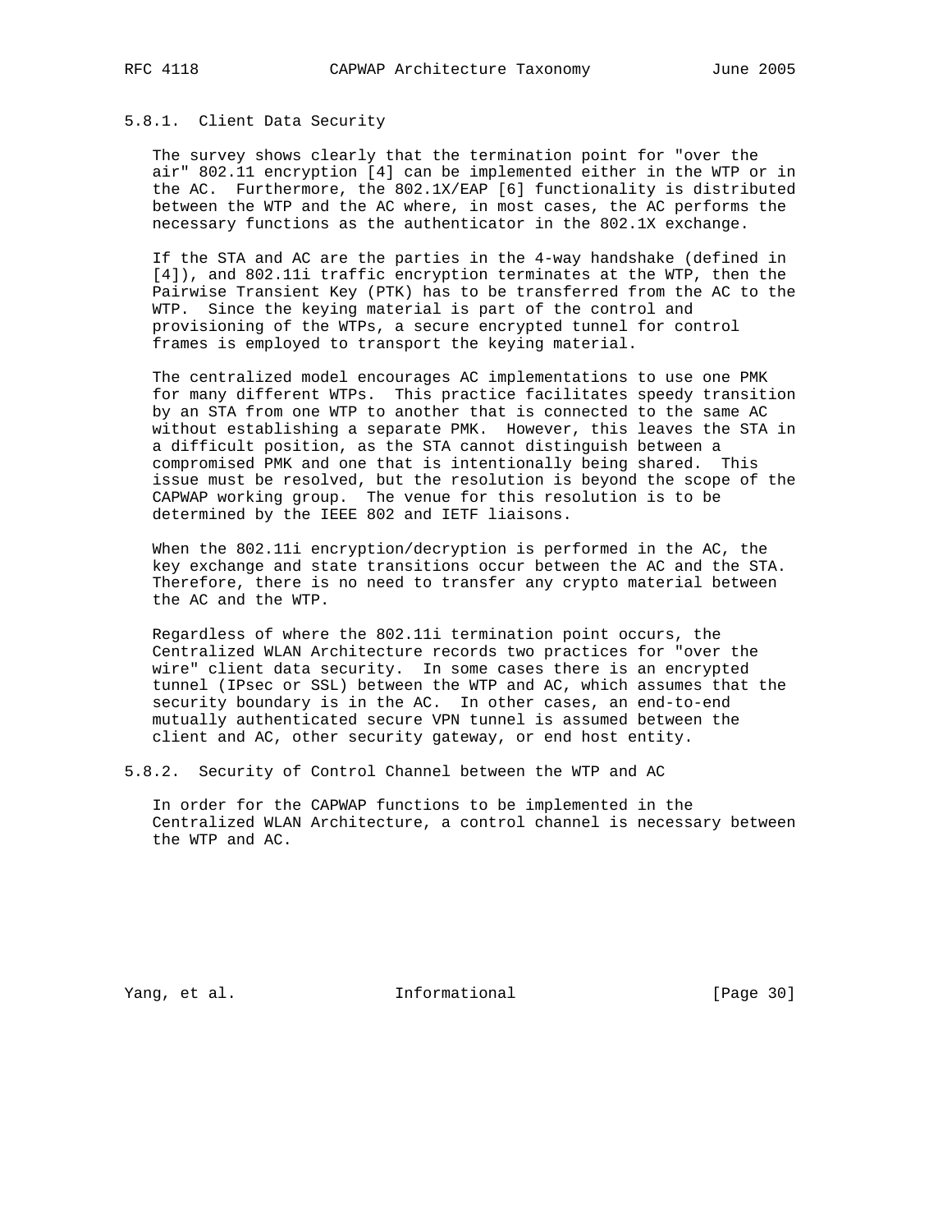### 5.8.1. Client Data Security

The survey shows clearly that the termination point for "over the air" 802.11 encryption [4] can be implemented either in the WTP or in the AC. Furthermore, the 802.1X/EAP [6] functionality is distributed between the WTP and the AC where, in most cases, the AC performs the necessary functions as the authenticator in the 802.1X exchange.

If the STA and AC are the parties in the 4-way handshake (defined in [4]), and 802.11i traffic encryption terminates at the WTP, then the Pairwise Transient Key (PTK) has to be transferred from the AC to the WTP. Since the keying material is part of the control and provisioning of the WTPs, a secure encrypted tunnel for control frames is employed to transport the keying material.

The centralized model encourages AC implementations to use one PMK for many different WTPs. This practice facilitates speedy transition by an STA from one WTP to another that is connected to the same AC without establishing a separate PMK. However, this leaves the STA in a difficult position, as the STA cannot distinguish between a compromised PMK and one that is intentionally being shared. This issue must be resolved, but the resolution is beyond the scope of the CAPWAP working group. The venue for this resolution is to be determined by the IEEE 802 and IETF liaisons.

When the 802.11i encryption/decryption is performed in the AC, the key exchange and state transitions occur between the AC and the STA. Therefore, there is no need to transfer any crypto material between the AC and the WTP.

Regardless of where the 802.11i termination point occurs, the Centralized WLAN Architecture records two practices for "over the wire" client data security. In some cases there is an encrypted tunnel (IPsec or SSL) between the WTP and AC, which assumes that the security boundary is in the AC. In other cases, an end-to-end mutually authenticated secure VPN tunnel is assumed between the client and AC, other security gateway, or end host entity.

### 5.8.2. Security of Control Channel between the WTP and AC

In order for the CAPWAP functions to be implemented in the Centralized WLAN Architecture, a control channel is necessary between the WTP and AC.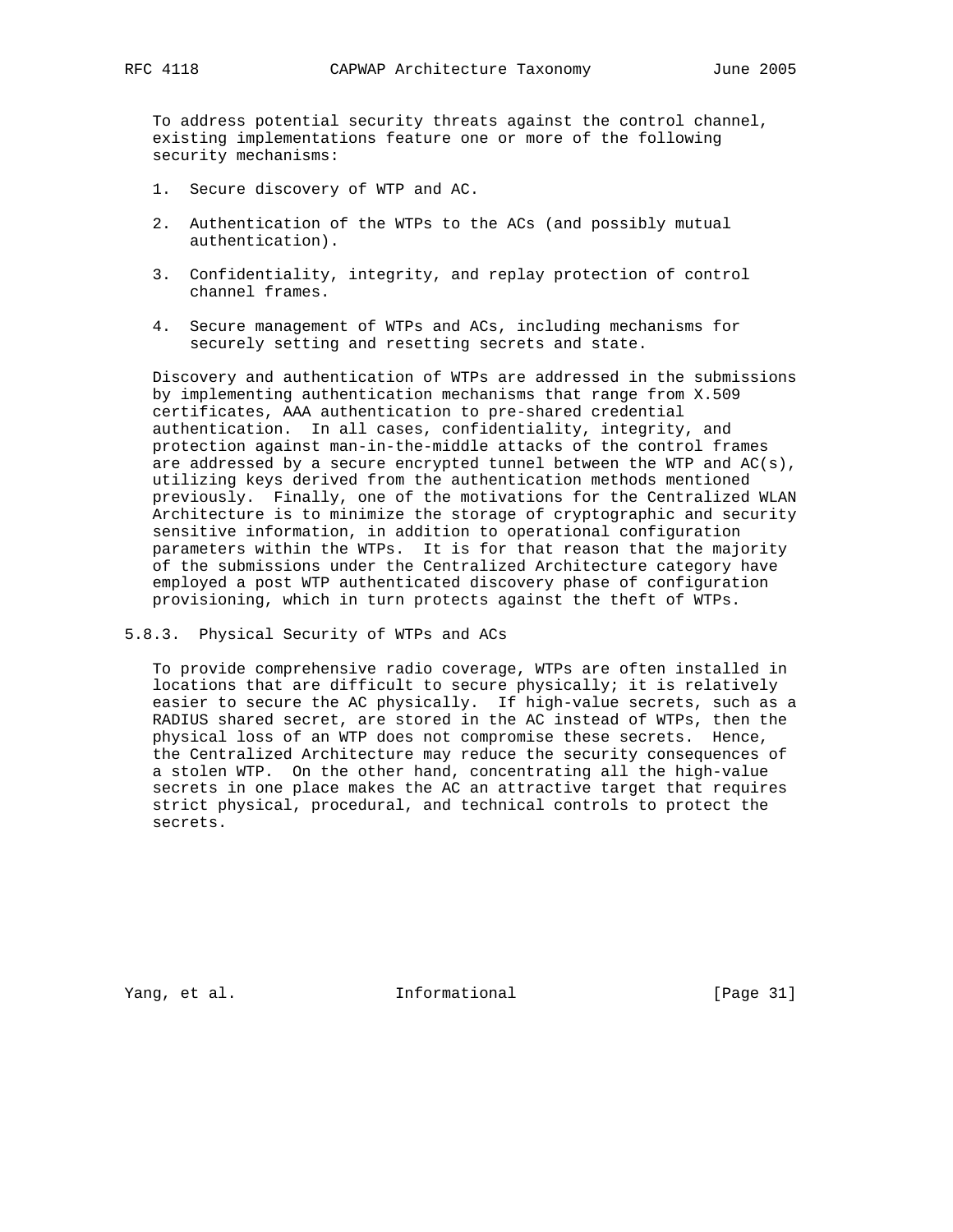To address potential security threats against the control channel, existing implementations feature one or more of the following security mechanisms:

1. Secure discovery of WTP and AC.
2. Authentication of the WTPs to the ACs (and possibly mutual authentication).
3. Confidentiality, integrity, and replay protection of control channel frames.
4. Secure management of WTPs and ACs, including mechanisms for securely setting and resetting secrets and state.

Discovery and authentication of WTPs are addressed in the submissions by implementing authentication mechanisms that range from X.509 certificates, AAA authentication to pre-shared credential authentication. In all cases, confidentiality, integrity, and protection against man-in-the-middle attacks of the control frames are addressed by a secure encrypted tunnel between the WTP and AC(s), utilizing keys derived from the authentication methods mentioned previously. Finally, one of the motivations for the Centralized WLAN Architecture is to minimize the storage of cryptographic and security sensitive information, in addition to operational configuration parameters within the WTPs. It is for that reason that the majority of the submissions under the Centralized Architecture category have employed a post WTP authenticated discovery phase of configuration provisioning, which in turn protects against the theft of WTPs.

### 5.8.3. Physical Security of WTPs and ACs

To provide comprehensive radio coverage, WTPs are often installed in locations that are difficult to secure physically; it is relatively easier to secure the AC physically. If high-value secrets, such as a RADIUS shared secret, are stored in the AC instead of WTPs, then the physical loss of an WTP does not compromise these secrets. Hence, the Centralized Architecture may reduce the security consequences of a stolen WTP. On the other hand, concentrating all the high-value secrets in one place makes the AC an attractive target that requires strict physical, procedural, and technical controls to protect the secrets.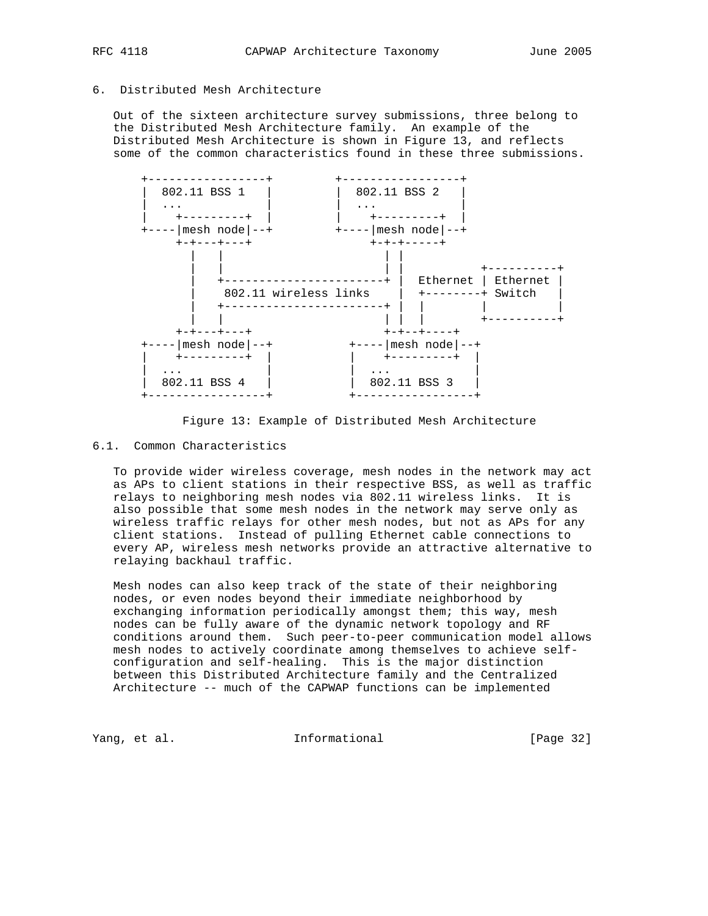## 6. Distributed Mesh Architecture

Out of the sixteen architecture survey submissions, three belong to the Distributed Mesh Architecture family. An example of the Distributed Mesh Architecture is shown in Figure 13, and reflects some of the common characteristics found in these three submissions.

```
   +-----------------+         +-----------------+
   |  802.11 BSS 1   |         |  802.11 BSS 2   |
   |  ...            |         |  ...            |
   |    +---------+  |         |    +---------+  |
   +----|mesh node|--+         +----|mesh node|--+
        +-+---+---+                 +-+-+-----+
          |   |                       | |
          |   |                       | |          +----------+
          |   +-----------------------+ |  Ethernet | Ethernet |
          |    802.11 wireless links    |  +--------+ Switch   |
          |   +-----------------------+ |  |        |          |
          |   |                       | |  |        +----------+
        +-+---+---+                 +-+--+----+
   +----|mesh node|--+         +----|mesh node|--+
   |    +---------+  |         |    +---------+  |
   |  ...            |         |  ...            |
   |  802.11 BSS 4   |         |  802.11 BSS 3   |
   +-----------------+         +-----------------+
```

Figure 13: Example of Distributed Mesh Architecture

### 6.1. Common Characteristics

To provide wider wireless coverage, mesh nodes in the network may act as APs to client stations in their respective BSS, as well as traffic relays to neighboring mesh nodes via 802.11 wireless links. It is also possible that some mesh nodes in the network may serve only as wireless traffic relays for other mesh nodes, but not as APs for any client stations. Instead of pulling Ethernet cable connections to every AP, wireless mesh networks provide an attractive alternative to relaying backhaul traffic.

Mesh nodes can also keep track of the state of their neighboring nodes, or even nodes beyond their immediate neighborhood by exchanging information periodically amongst them; this way, mesh nodes can be fully aware of the dynamic network topology and RF conditions around them. Such peer-to-peer communication model allows mesh nodes to actively coordinate among themselves to achieve self-configuration and self-healing. This is the major distinction between this Distributed Architecture family and the Centralized Architecture -- much of the CAPWAP functions can be implemented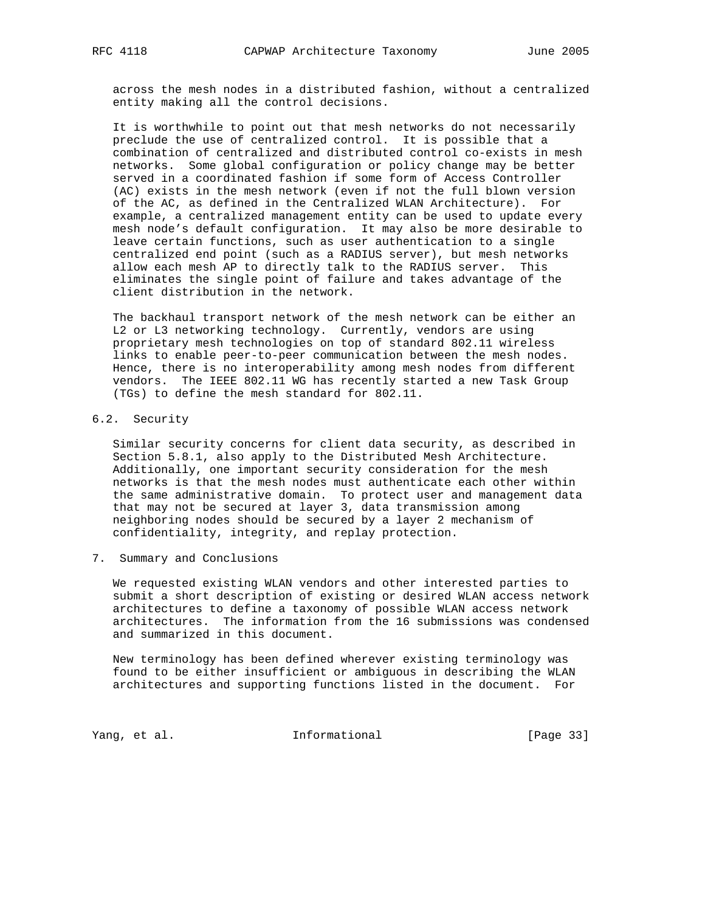across the mesh nodes in a distributed fashion, without a centralized entity making all the control decisions.

It is worthwhile to point out that mesh networks do not necessarily preclude the use of centralized control. It is possible that a combination of centralized and distributed control co-exists in mesh networks. Some global configuration or policy change may be better served in a coordinated fashion if some form of Access Controller (AC) exists in the mesh network (even if not the full blown version of the AC, as defined in the Centralized WLAN Architecture). For example, a centralized management entity can be used to update every mesh node's default configuration. It may also be more desirable to leave certain functions, such as user authentication to a single centralized end point (such as a RADIUS server), but mesh networks allow each mesh AP to directly talk to the RADIUS server. This eliminates the single point of failure and takes advantage of the client distribution in the network.

The backhaul transport network of the mesh network can be either an L2 or L3 networking technology. Currently, vendors are using proprietary mesh technologies on top of standard 802.11 wireless links to enable peer-to-peer communication between the mesh nodes. Hence, there is no interoperability among mesh nodes from different vendors. The IEEE 802.11 WG has recently started a new Task Group (TGs) to define the mesh standard for 802.11.

## 6.2. Security

Similar security concerns for client data security, as described in Section 5.8.1, also apply to the Distributed Mesh Architecture. Additionally, one important security consideration for the mesh networks is that the mesh nodes must authenticate each other within the same administrative domain. To protect user and management data that may not be secured at layer 3, data transmission among neighboring nodes should be secured by a layer 2 mechanism of confidentiality, integrity, and replay protection.

# 7. Summary and Conclusions

We requested existing WLAN vendors and other interested parties to submit a short description of existing or desired WLAN access network architectures to define a taxonomy of possible WLAN access network architectures. The information from the 16 submissions was condensed and summarized in this document.

New terminology has been defined wherever existing terminology was found to be either insufficient or ambiguous in describing the WLAN architectures and supporting functions listed in the document. For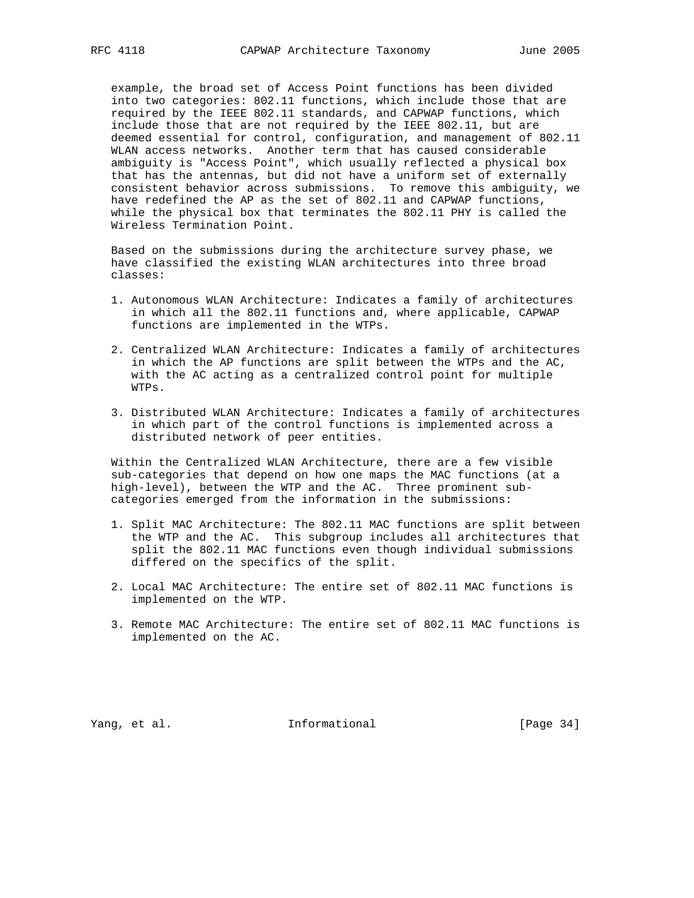example, the broad set of Access Point functions has been divided into two categories: 802.11 functions, which include those that are required by the IEEE 802.11 standards, and CAPWAP functions, which include those that are not required by the IEEE 802.11, but are deemed essential for control, configuration, and management of 802.11 WLAN access networks. Another term that has caused considerable ambiguity is "Access Point", which usually reflected a physical box that has the antennas, but did not have a uniform set of externally consistent behavior across submissions. To remove this ambiguity, we have redefined the AP as the set of 802.11 and CAPWAP functions, while the physical box that terminates the 802.11 PHY is called the Wireless Termination Point.

Based on the submissions during the architecture survey phase, we have classified the existing WLAN architectures into three broad classes:

1. Autonomous WLAN Architecture: Indicates a family of architectures in which all the 802.11 functions and, where applicable, CAPWAP functions are implemented in the WTPs.

2. Centralized WLAN Architecture: Indicates a family of architectures in which the AP functions are split between the WTPs and the AC, with the AC acting as a centralized control point for multiple WTPs.

3. Distributed WLAN Architecture: Indicates a family of architectures in which part of the control functions is implemented across a distributed network of peer entities.

Within the Centralized WLAN Architecture, there are a few visible sub-categories that depend on how one maps the MAC functions (at a high-level), between the WTP and the AC. Three prominent sub-categories emerged from the information in the submissions:

1. Split MAC Architecture: The 802.11 MAC functions are split between the WTP and the AC. This subgroup includes all architectures that split the 802.11 MAC functions even though individual submissions differed on the specifics of the split.

2. Local MAC Architecture: The entire set of 802.11 MAC functions is implemented on the WTP.

3. Remote MAC Architecture: The entire set of 802.11 MAC functions is implemented on the AC.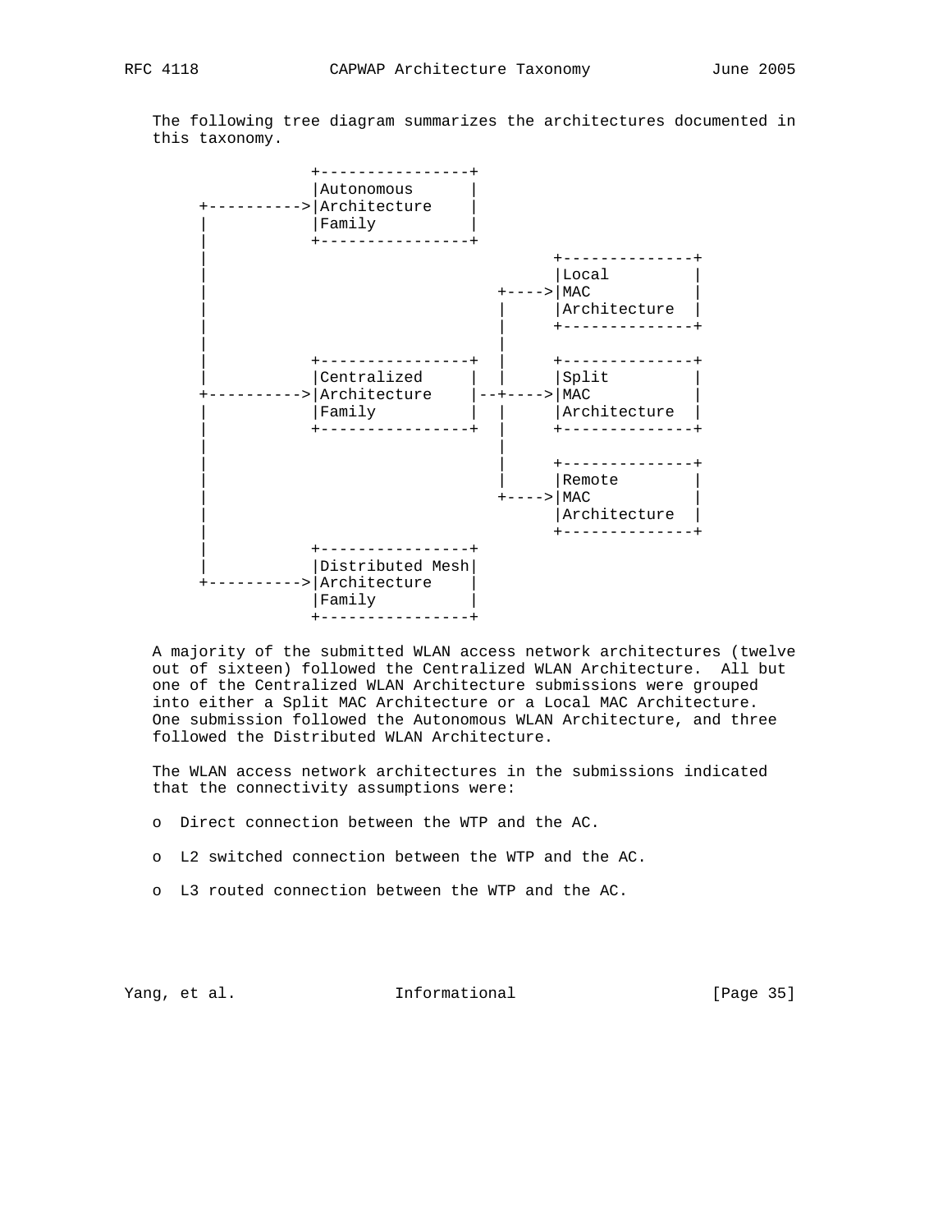The following tree diagram summarizes the architectures documented in this taxonomy.

```
                +----------------+
                |Autonomous      |
    +---------->|Architecture    |
    |           |Family          |
    |           +----------------+
    |                                     +--------------+
    |                                     |Local         |
    |                               +---->|MAC           |
    |                               |     |Architecture  |
    |                               |     +--------------+
    |                               |
    |           +----------------+  |     +--------------+
    |           |Centralized     |  |     |Split         |
    +---------->|Architecture    |--+---->|MAC           |
    |           |Family          |  |     |Architecture  |
    |           +----------------+  |     +--------------+
    |                               |
    |                               |     +--------------+
    |                               |     |Remote        |
    |                               +---->|MAC           |
    |                                     |Architecture  |
    |                                     +--------------+
    |
    |           +----------------+
    |           |Distributed Mesh|
    +---------->|Architecture    |
                |Family          |
                +----------------+
```

A majority of the submitted WLAN access network architectures (twelve out of sixteen) followed the Centralized WLAN Architecture. All but one of the Centralized WLAN Architecture submissions were grouped into either a Split MAC Architecture or a Local MAC Architecture. One submission followed the Autonomous WLAN Architecture, and three followed the Distributed WLAN Architecture.

The WLAN access network architectures in the submissions indicated that the connectivity assumptions were:

- Direct connection between the WTP and the AC.
- L2 switched connection between the WTP and the AC.
- L3 routed connection between the WTP and the AC.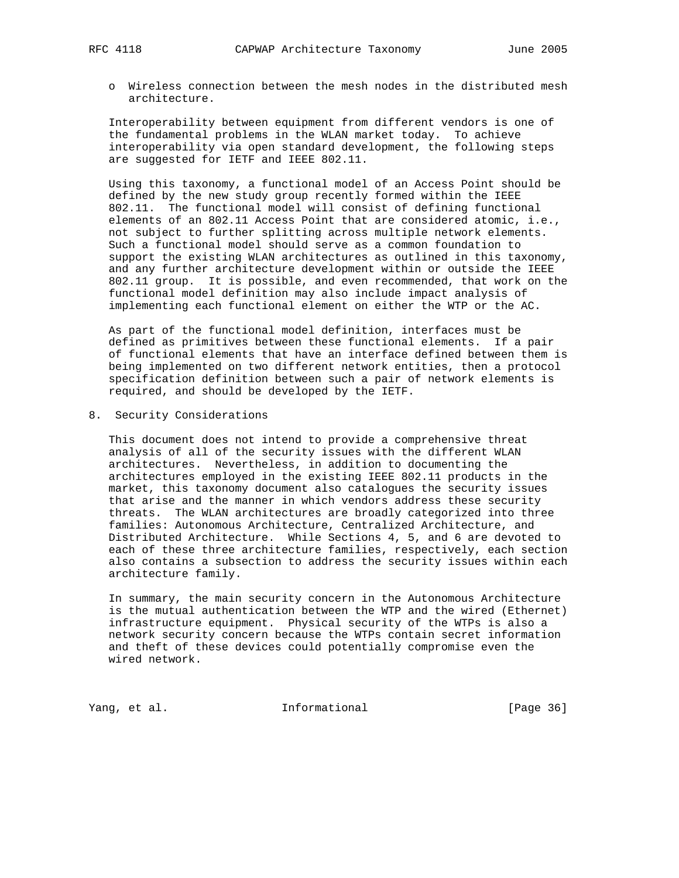- Wireless connection between the mesh nodes in the distributed mesh architecture.

Interoperability between equipment from different vendors is one of the fundamental problems in the WLAN market today. To achieve interoperability via open standard development, the following steps are suggested for IETF and IEEE 802.11.

Using this taxonomy, a functional model of an Access Point should be defined by the new study group recently formed within the IEEE 802.11. The functional model will consist of defining functional elements of an 802.11 Access Point that are considered atomic, i.e., not subject to further splitting across multiple network elements. Such a functional model should serve as a common foundation to support the existing WLAN architectures as outlined in this taxonomy, and any further architecture development within or outside the IEEE 802.11 group. It is possible, and even recommended, that work on the functional model definition may also include impact analysis of implementing each functional element on either the WTP or the AC.

As part of the functional model definition, interfaces must be defined as primitives between these functional elements. If a pair of functional elements that have an interface defined between them is being implemented on two different network entities, then a protocol specification definition between such a pair of network elements is required, and should be developed by the IETF.

## 8. Security Considerations

This document does not intend to provide a comprehensive threat analysis of all of the security issues with the different WLAN architectures. Nevertheless, in addition to documenting the architectures employed in the existing IEEE 802.11 products in the market, this taxonomy document also catalogues the security issues that arise and the manner in which vendors address these security threats. The WLAN architectures are broadly categorized into three families: Autonomous Architecture, Centralized Architecture, and Distributed Architecture. While Sections 4, 5, and 6 are devoted to each of these three architecture families, respectively, each section also contains a subsection to address the security issues within each architecture family.

In summary, the main security concern in the Autonomous Architecture is the mutual authentication between the WTP and the wired (Ethernet) infrastructure equipment. Physical security of the WTPs is also a network security concern because the WTPs contain secret information and theft of these devices could potentially compromise even the wired network.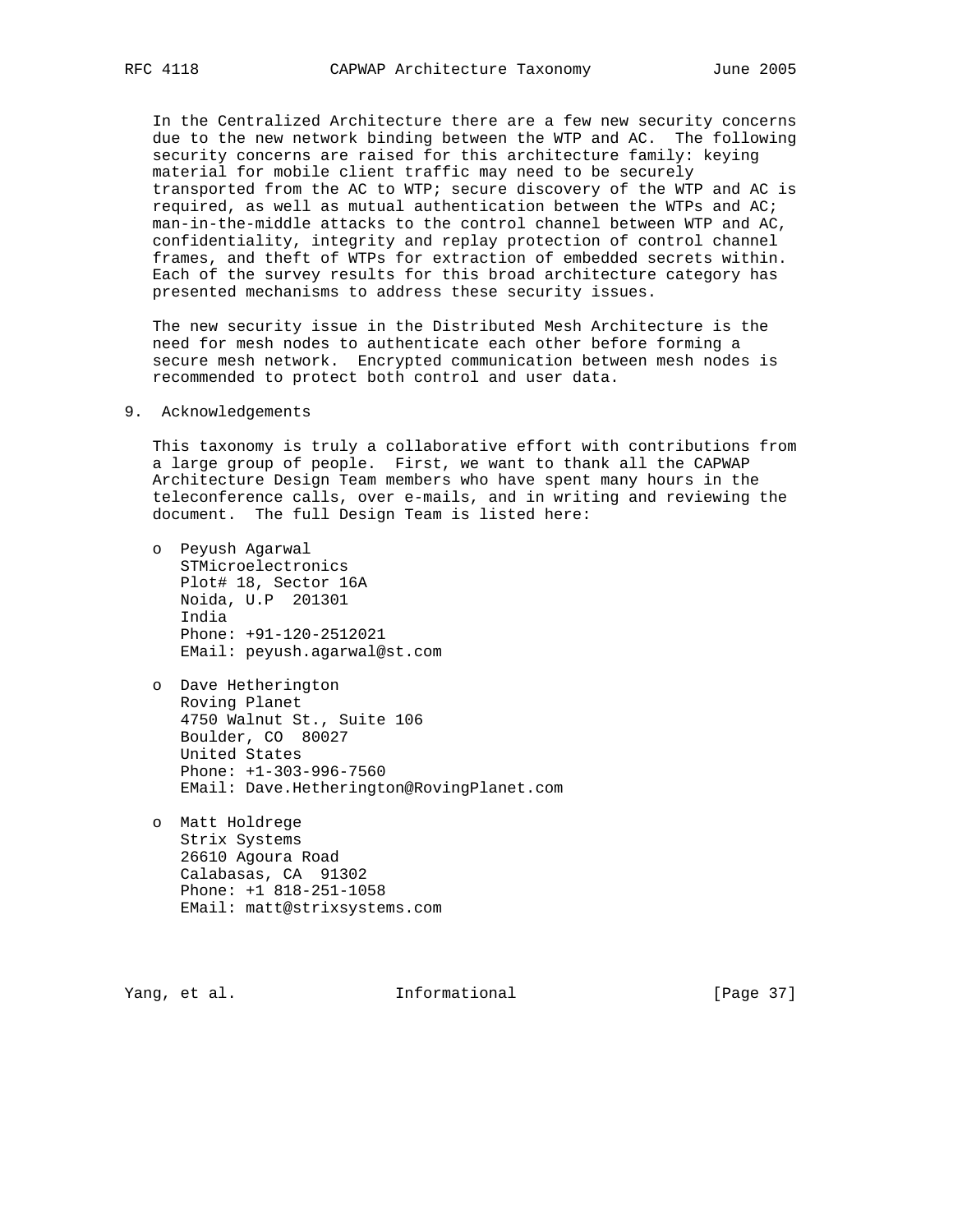In the Centralized Architecture there are a few new security concerns due to the new network binding between the WTP and AC. The following security concerns are raised for this architecture family: keying material for mobile client traffic may need to be securely transported from the AC to WTP; secure discovery of the WTP and AC is required, as well as mutual authentication between the WTPs and AC; man-in-the-middle attacks to the control channel between WTP and AC, confidentiality, integrity and replay protection of control channel frames, and theft of WTPs for extraction of embedded secrets within. Each of the survey results for this broad architecture category has presented mechanisms to address these security issues.

The new security issue in the Distributed Mesh Architecture is the need for mesh nodes to authenticate each other before forming a secure mesh network. Encrypted communication between mesh nodes is recommended to protect both control and user data.

## 9. Acknowledgements

This taxonomy is truly a collaborative effort with contributions from a large group of people. First, we want to thank all the CAPWAP Architecture Design Team members who have spent many hours in the teleconference calls, over e-mails, and in writing and reviewing the document. The full Design Team is listed here:

- Peyush Agarwal
  STMicroelectronics
  Plot# 18, Sector 16A
  Noida, U.P  201301
  India
  Phone: +91-120-2512021
  EMail: peyush.agarwal@st.com

- Dave Hetherington
  Roving Planet
  4750 Walnut St., Suite 106
  Boulder, CO  80027
  United States
  Phone: +1-303-996-7560
  EMail: Dave.Hetherington@RovingPlanet.com

- Matt Holdrege
  Strix Systems
  26610 Agoura Road
  Calabasas, CA  91302
  Phone: +1 818-251-1058
  EMail: matt@strixsystems.com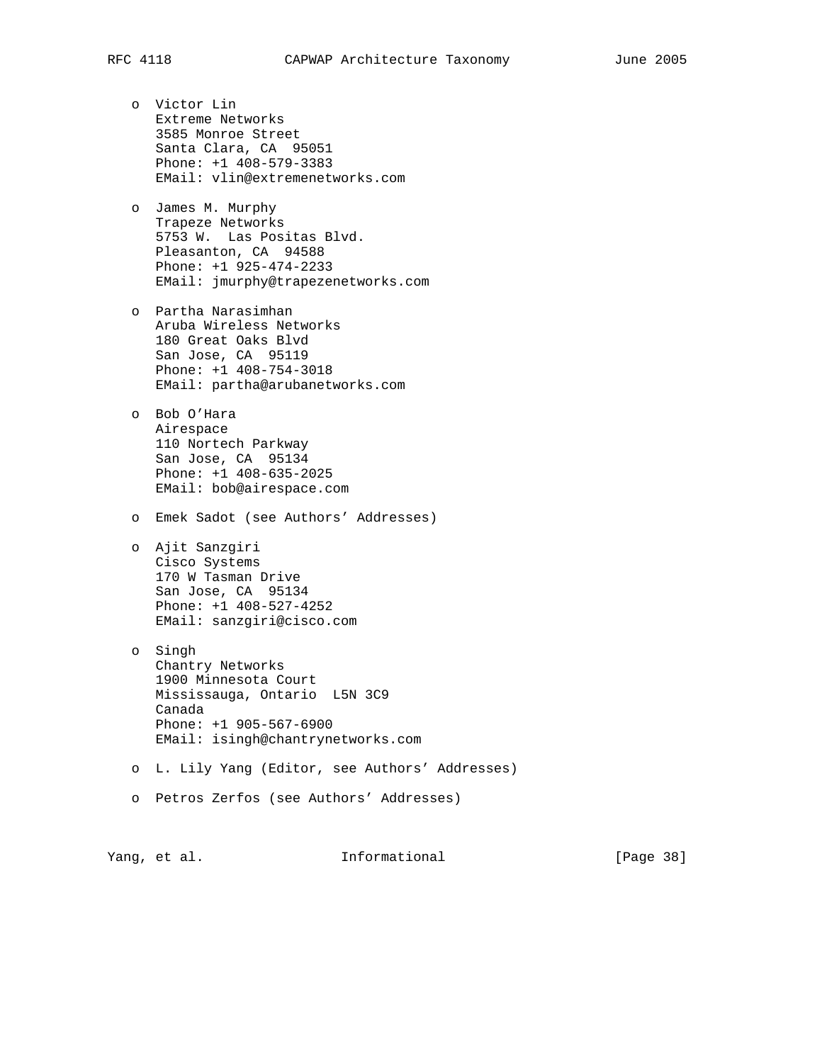- Victor Lin
  Extreme Networks
  3585 Monroe Street
  Santa Clara, CA  95051
  Phone: +1 408-579-3383
  EMail: vlin@extremenetworks.com

- James M. Murphy
  Trapeze Networks
  5753 W.  Las Positas Blvd.
  Pleasanton, CA  94588
  Phone: +1 925-474-2233
  EMail: jmurphy@trapezenetworks.com

- Partha Narasimhan
  Aruba Wireless Networks
  180 Great Oaks Blvd
  San Jose, CA  95119
  Phone: +1 408-754-3018
  EMail: partha@arubanetworks.com

- Bob O'Hara
  Airespace
  110 Nortech Parkway
  San Jose, CA  95134
  Phone: +1 408-635-2025
  EMail: bob@airespace.com

- Emek Sadot (see Authors' Addresses)

- Ajit Sanzgiri
  Cisco Systems
  170 W Tasman Drive
  San Jose, CA  95134
  Phone: +1 408-527-4252
  EMail: sanzgiri@cisco.com

- Singh
  Chantry Networks
  1900 Minnesota Court
  Mississauga, Ontario  L5N 3C9
  Canada
  Phone: +1 905-567-6900
  EMail: isingh@chantrynetworks.com

- L. Lily Yang (Editor, see Authors' Addresses)

- Petros Zerfos (see Authors' Addresses)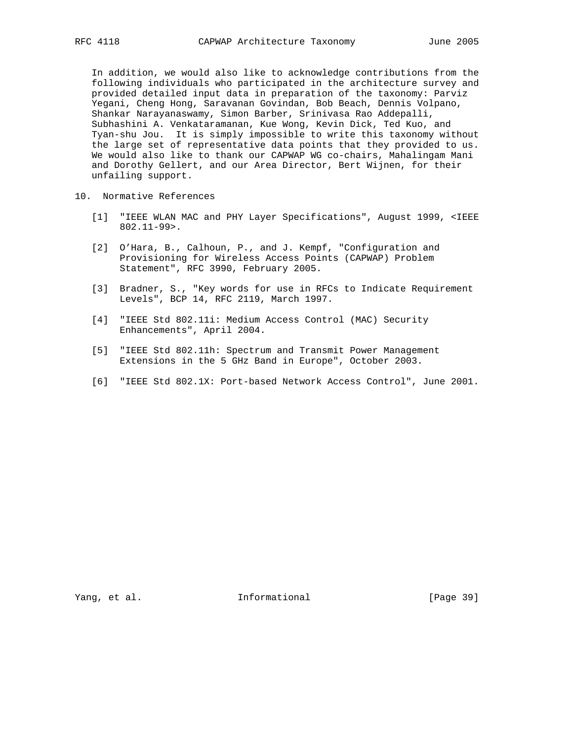In addition, we would also like to acknowledge contributions from the following individuals who participated in the architecture survey and provided detailed input data in preparation of the taxonomy: Parviz Yegani, Cheng Hong, Saravanan Govindan, Bob Beach, Dennis Volpano, Shankar Narayanaswamy, Simon Barber, Srinivasa Rao Addepalli, Subhashini A. Venkataramanan, Kue Wong, Kevin Dick, Ted Kuo, and Tyan-shu Jou. It is simply impossible to write this taxonomy without the large set of representative data points that they provided to us. We would also like to thank our CAPWAP WG co-chairs, Mahalingam Mani and Dorothy Gellert, and our Area Director, Bert Wijnen, for their unfailing support.

## 10. Normative References

[1] "IEEE WLAN MAC and PHY Layer Specifications", August 1999, <IEEE 802.11-99>.

[2] O'Hara, B., Calhoun, P., and J. Kempf, "Configuration and Provisioning for Wireless Access Points (CAPWAP) Problem Statement", RFC 3990, February 2005.

[3] Bradner, S., "Key words for use in RFCs to Indicate Requirement Levels", BCP 14, RFC 2119, March 1997.

[4] "IEEE Std 802.11i: Medium Access Control (MAC) Security Enhancements", April 2004.

[5] "IEEE Std 802.11h: Spectrum and Transmit Power Management Extensions in the 5 GHz Band in Europe", October 2003.

[6] "IEEE Std 802.1X: Port-based Network Access Control", June 2001.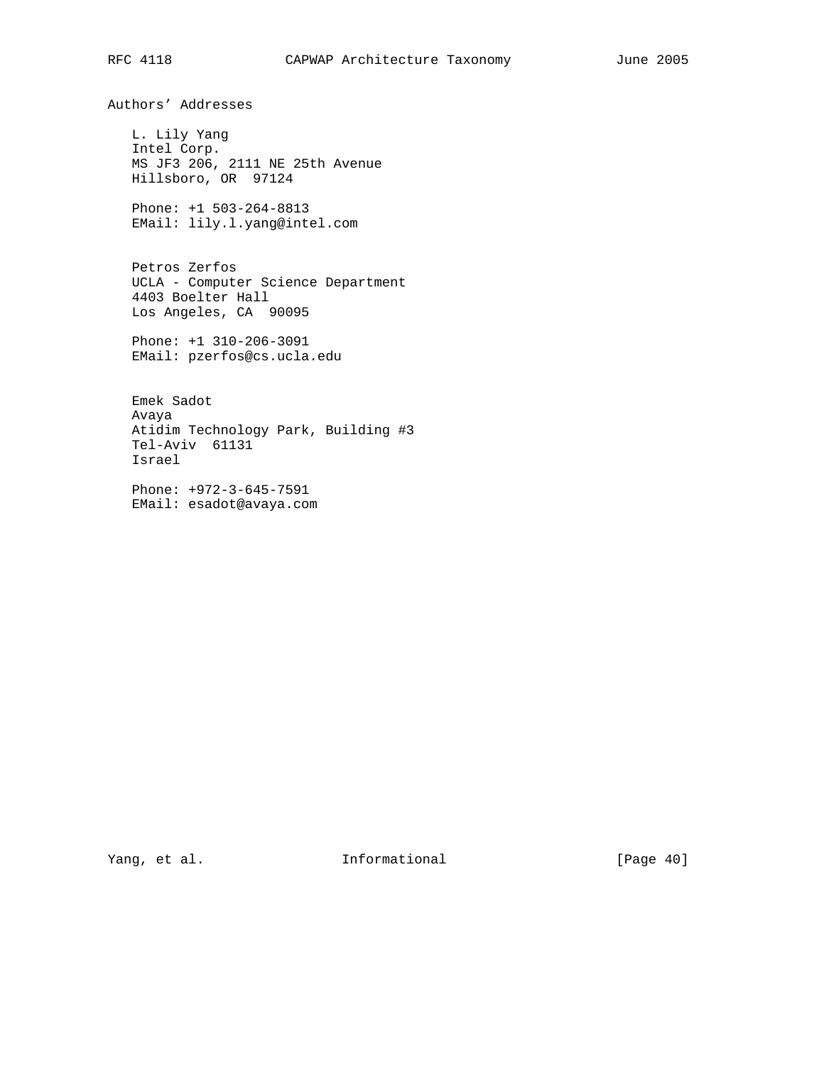## Authors' Addresses

L. Lily Yang
Intel Corp.
MS JF3 206, 2111 NE 25th Avenue
Hillsboro, OR  97124

Phone: +1 503-264-8813
EMail: lily.l.yang@intel.com

Petros Zerfos
UCLA - Computer Science Department
4403 Boelter Hall
Los Angeles, CA  90095

Phone: +1 310-206-3091
EMail: pzerfos@cs.ucla.edu

Emek Sadot
Avaya
Atidim Technology Park, Building #3
Tel-Aviv  61131
Israel

Phone: +972-3-645-7591
EMail: esadot@avaya.com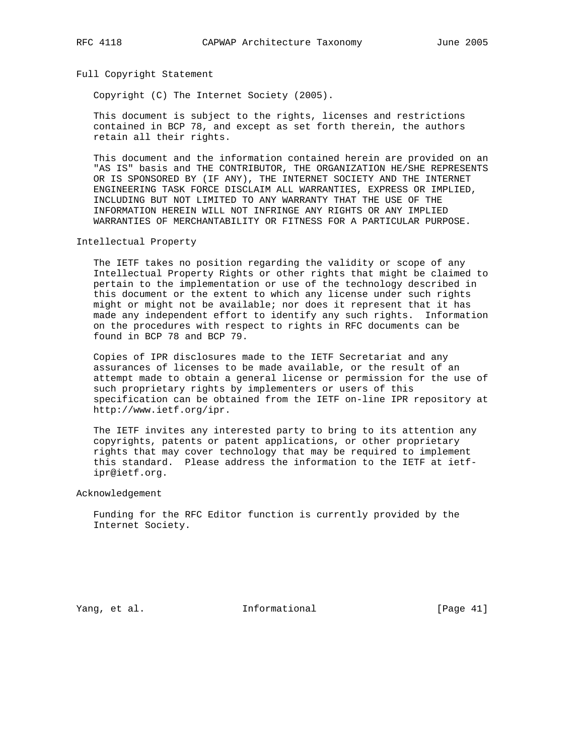## Full Copyright Statement

Copyright (C) The Internet Society (2005).

This document is subject to the rights, licenses and restrictions contained in BCP 78, and except as set forth therein, the authors retain all their rights.

This document and the information contained herein are provided on an "AS IS" basis and THE CONTRIBUTOR, THE ORGANIZATION HE/SHE REPRESENTS OR IS SPONSORED BY (IF ANY), THE INTERNET SOCIETY AND THE INTERNET ENGINEERING TASK FORCE DISCLAIM ALL WARRANTIES, EXPRESS OR IMPLIED, INCLUDING BUT NOT LIMITED TO ANY WARRANTY THAT THE USE OF THE INFORMATION HEREIN WILL NOT INFRINGE ANY RIGHTS OR ANY IMPLIED WARRANTIES OF MERCHANTABILITY OR FITNESS FOR A PARTICULAR PURPOSE.

## Intellectual Property

The IETF takes no position regarding the validity or scope of any Intellectual Property Rights or other rights that might be claimed to pertain to the implementation or use of the technology described in this document or the extent to which any license under such rights might or might not be available; nor does it represent that it has made any independent effort to identify any such rights. Information on the procedures with respect to rights in RFC documents can be found in BCP 78 and BCP 79.

Copies of IPR disclosures made to the IETF Secretariat and any assurances of licenses to be made available, or the result of an attempt made to obtain a general license or permission for the use of such proprietary rights by implementers or users of this specification can be obtained from the IETF on-line IPR repository at http://www.ietf.org/ipr.

The IETF invites any interested party to bring to its attention any copyrights, patents or patent applications, or other proprietary rights that may cover technology that may be required to implement this standard. Please address the information to the IETF at ietf-ipr@ietf.org.

## Acknowledgement

Funding for the RFC Editor function is currently provided by the Internet Society.